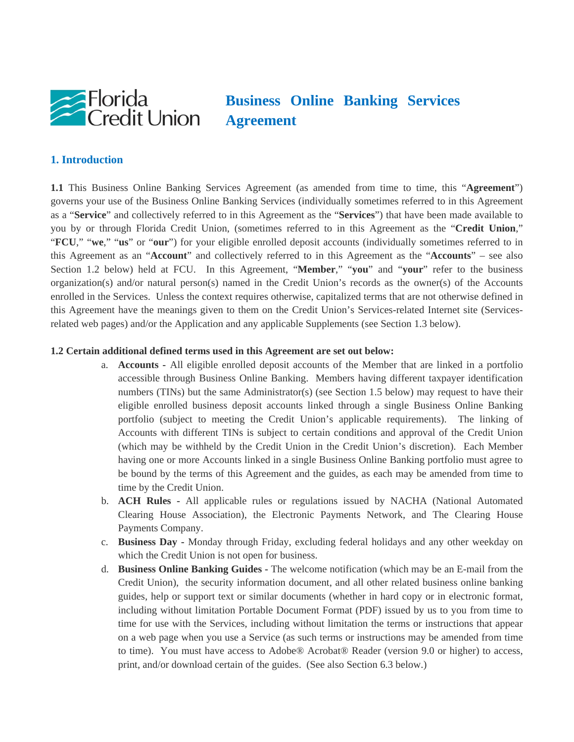# Business Online Banking Services Agreement

## 1. Introduction

**1.1** This Business Online Banking Services Agreement (as amended from time to time, this "**Agreement**") governs your use of the Business Online Banking Services (individually sometimes referred to in this Agreement as a "**Service**" and collectively referred to in this Agreement as the "**Services**") that have been made available to you by or through Florida Credit Union, (sometimes referred to in this Agreement as the "**Credit Union**," "**FCU**," "**we**," "**us**" or "**our**") for your eligible enrolled deposit accounts (individually sometimes referred to in this Agreement as an "**Account**" and collectively referred to in this Agreement as the "**Accounts**" – see also Section 1.2 below) held at FCU. In this Agreement, "**Member**," "**you**" and "**your**" refer to the business organization(s) and/or natural person(s) named in the Credit Union's records as the owner(s) of the Accounts enrolled in the Services. Unless the context requires otherwise, capitalized terms that are not otherwise defined in this Agreement have the meanings given to them on the Credit Union's Services-related Internet site (Services-related web pages) and/or the Application and any applicable Supplements (see Section 1.3 below).

**1.2 Certain additional defined terms used in this Agreement are set out below:**

a. **Accounts -** All eligible enrolled deposit accounts of the Member that are linked in a portfolio accessible through Business Online Banking. Members having different taxpayer identification numbers (TINs) but the same Administrator(s) (see Section 1.5 below) may request to have their eligible enrolled business deposit accounts linked through a single Business Online Banking portfolio (subject to meeting the Credit Union's applicable requirements). The linking of Accounts with different TINs is subject to certain conditions and approval of the Credit Union (which may be withheld by the Credit Union in the Credit Union's discretion). Each Member having one or more Accounts linked in a single Business Online Banking portfolio must agree to be bound by the terms of this Agreement and the guides, as each may be amended from time to time by the Credit Union.

b. **ACH Rules** - All applicable rules or regulations issued by NACHA (National Automated Clearing House Association), the Electronic Payments Network, and The Clearing House Payments Company.

c. **Business Day -** Monday through Friday, excluding federal holidays and any other weekday on which the Credit Union is not open for business.

d. **Business Online Banking Guides -** The welcome notification (which may be an E-mail from the Credit Union), the security information document, and all other related business online banking guides, help or support text or similar documents (whether in hard copy or in electronic format, including without limitation Portable Document Format (PDF) issued by us to you from time to time for use with the Services, including without limitation the terms or instructions that appear on a web page when you use a Service (as such terms or instructions may be amended from time to time). You must have access to Adobe® Acrobat® Reader (version 9.0 or higher) to access, print, and/or download certain of the guides. (See also Section 6.3 below.)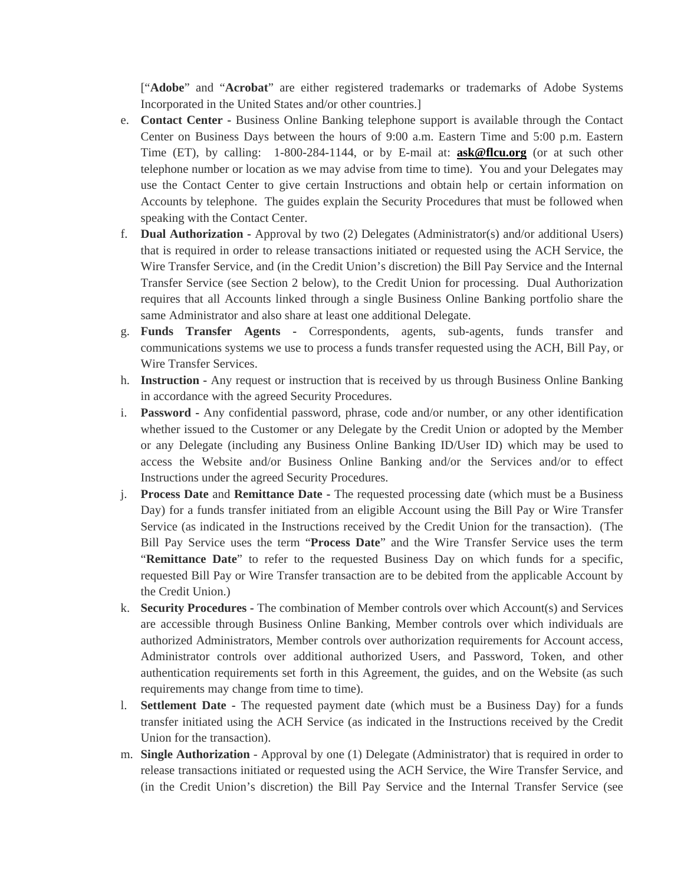[“**Adobe**” and “**Acrobat**” are either registered trademarks or trademarks of Adobe Systems Incorporated in the United States and/or other countries.]

e. **Contact Center -** Business Online Banking telephone support is available through the Contact Center on Business Days between the hours of 9:00 a.m. Eastern Time and 5:00 p.m. Eastern Time (ET), by calling: 1-800-284-1144, or by E-mail at: **ask@flcu.org** (or at such other telephone number or location as we may advise from time to time). You and your Delegates may use the Contact Center to give certain Instructions and obtain help or certain information on Accounts by telephone. The guides explain the Security Procedures that must be followed when speaking with the Contact Center.

f. **Dual Authorization -** Approval by two (2) Delegates (Administrator(s) and/or additional Users) that is required in order to release transactions initiated or requested using the ACH Service, the Wire Transfer Service, and (in the Credit Union’s discretion) the Bill Pay Service and the Internal Transfer Service (see Section 2 below), to the Credit Union for processing. Dual Authorization requires that all Accounts linked through a single Business Online Banking portfolio share the same Administrator and also share at least one additional Delegate.

g. **Funds Transfer Agents -** Correspondents, agents, sub-agents, funds transfer and communications systems we use to process a funds transfer requested using the ACH, Bill Pay, or Wire Transfer Services.

h. **Instruction -** Any request or instruction that is received by us through Business Online Banking in accordance with the agreed Security Procedures.

i. **Password -** Any confidential password, phrase, code and/or number, or any other identification whether issued to the Customer or any Delegate by the Credit Union or adopted by the Member or any Delegate (including any Business Online Banking ID/User ID) which may be used to access the Website and/or Business Online Banking and/or the Services and/or to effect Instructions under the agreed Security Procedures.

j. **Process Date** and **Remittance Date -** The requested processing date (which must be a Business Day) for a funds transfer initiated from an eligible Account using the Bill Pay or Wire Transfer Service (as indicated in the Instructions received by the Credit Union for the transaction). (The Bill Pay Service uses the term “**Process Date**” and the Wire Transfer Service uses the term “**Remittance Date**” to refer to the requested Business Day on which funds for a specific, requested Bill Pay or Wire Transfer transaction are to be debited from the applicable Account by the Credit Union.)

k. **Security Procedures -** The combination of Member controls over which Account(s) and Services are accessible through Business Online Banking, Member controls over which individuals are authorized Administrators, Member controls over authorization requirements for Account access, Administrator controls over additional authorized Users, and Password, Token, and other authentication requirements set forth in this Agreement, the guides, and on the Website (as such requirements may change from time to time).

l. **Settlement Date -** The requested payment date (which must be a Business Day) for a funds transfer initiated using the ACH Service (as indicated in the Instructions received by the Credit Union for the transaction).

m. **Single Authorization** - Approval by one (1) Delegate (Administrator) that is required in order to release transactions initiated or requested using the ACH Service, the Wire Transfer Service, and (in the Credit Union’s discretion) the Bill Pay Service and the Internal Transfer Service (see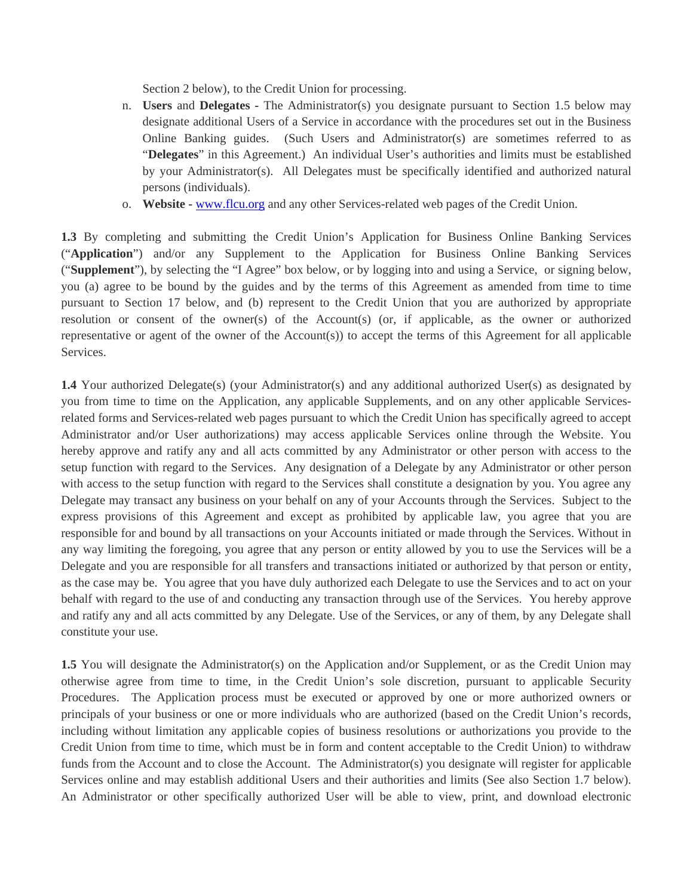Section 2 below), to the Credit Union for processing.

n. **Users** and **Delegates** - The Administrator(s) you designate pursuant to Section 1.5 below may designate additional Users of a Service in accordance with the procedures set out in the Business Online Banking guides. (Such Users and Administrator(s) are sometimes referred to as "**Delegates**" in this Agreement.) An individual User's authorities and limits must be established by your Administrator(s). All Delegates must be specifically identified and authorized natural persons (individuals).

o. **Website** - www.flcu.org and any other Services-related web pages of the Credit Union.

**1.3** By completing and submitting the Credit Union's Application for Business Online Banking Services ("**Application**") and/or any Supplement to the Application for Business Online Banking Services ("**Supplement**"), by selecting the "I Agree" box below, or by logging into and using a Service, or signing below, you (a) agree to be bound by the guides and by the terms of this Agreement as amended from time to time pursuant to Section 17 below, and (b) represent to the Credit Union that you are authorized by appropriate resolution or consent of the owner(s) of the Account(s) (or, if applicable, as the owner or authorized representative or agent of the owner of the Account(s)) to accept the terms of this Agreement for all applicable Services.

**1.4** Your authorized Delegate(s) (your Administrator(s) and any additional authorized User(s) as designated by you from time to time on the Application, any applicable Supplements, and on any other applicable Services-related forms and Services-related web pages pursuant to which the Credit Union has specifically agreed to accept Administrator and/or User authorizations) may access applicable Services online through the Website. You hereby approve and ratify any and all acts committed by any Administrator or other person with access to the setup function with regard to the Services. Any designation of a Delegate by any Administrator or other person with access to the setup function with regard to the Services shall constitute a designation by you. You agree any Delegate may transact any business on your behalf on any of your Accounts through the Services. Subject to the express provisions of this Agreement and except as prohibited by applicable law, you agree that you are responsible for and bound by all transactions on your Accounts initiated or made through the Services. Without in any way limiting the foregoing, you agree that any person or entity allowed by you to use the Services will be a Delegate and you are responsible for all transfers and transactions initiated or authorized by that person or entity, as the case may be. You agree that you have duly authorized each Delegate to use the Services and to act on your behalf with regard to the use of and conducting any transaction through use of the Services. You hereby approve and ratify any and all acts committed by any Delegate. Use of the Services, or any of them, by any Delegate shall constitute your use.

**1.5** You will designate the Administrator(s) on the Application and/or Supplement, or as the Credit Union may otherwise agree from time to time, in the Credit Union's sole discretion, pursuant to applicable Security Procedures. The Application process must be executed or approved by one or more authorized owners or principals of your business or one or more individuals who are authorized (based on the Credit Union's records, including without limitation any applicable copies of business resolutions or authorizations you provide to the Credit Union from time to time, which must be in form and content acceptable to the Credit Union) to withdraw funds from the Account and to close the Account. The Administrator(s) you designate will register for applicable Services online and may establish additional Users and their authorities and limits (See also Section 1.7 below). An Administrator or other specifically authorized User will be able to view, print, and download electronic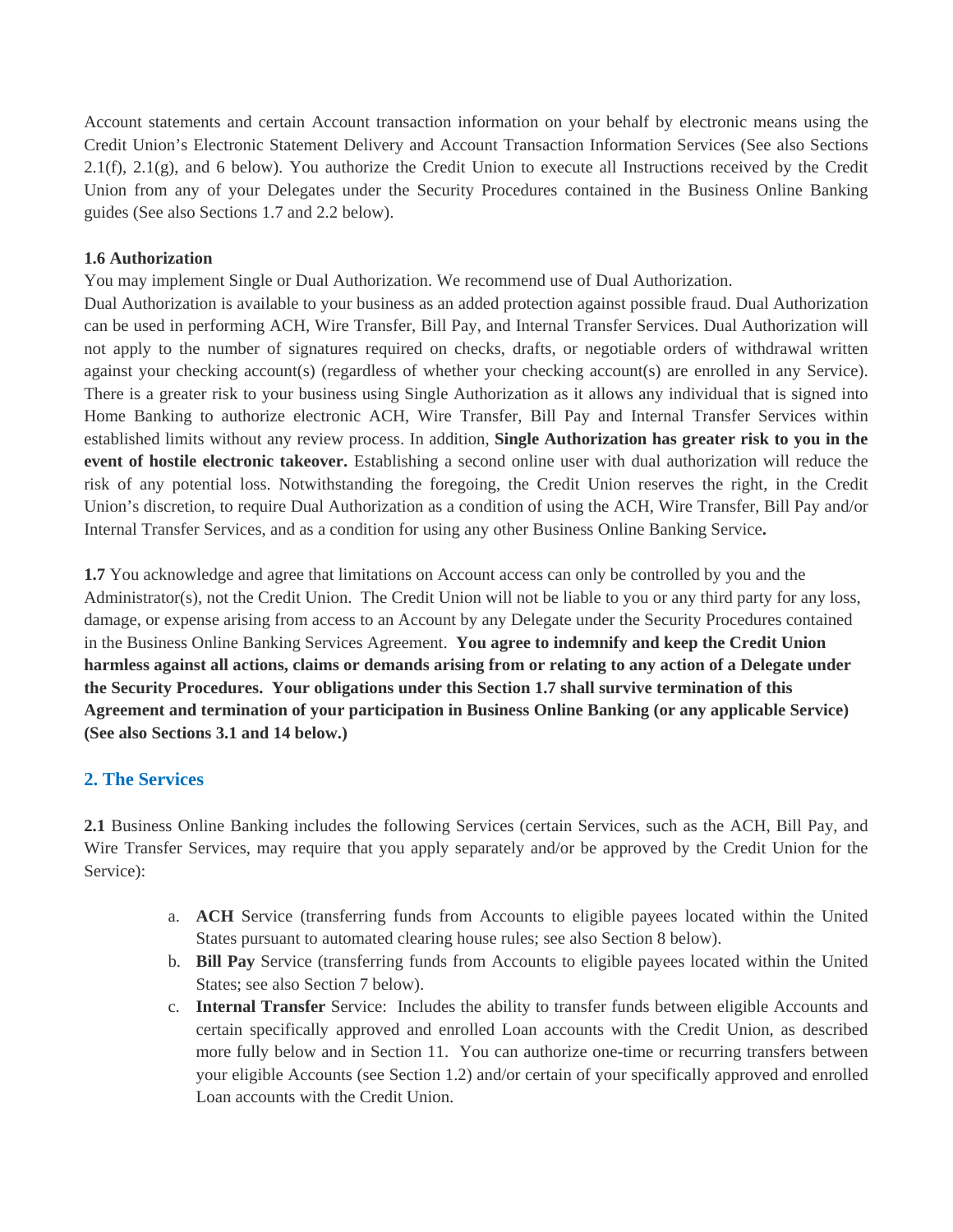Account statements and certain Account transaction information on your behalf by electronic means using the Credit Union's Electronic Statement Delivery and Account Transaction Information Services (See also Sections 2.1(f), 2.1(g), and 6 below). You authorize the Credit Union to execute all Instructions received by the Credit Union from any of your Delegates under the Security Procedures contained in the Business Online Banking guides (See also Sections 1.7 and 2.2 below).

**1.6 Authorization**

You may implement Single or Dual Authorization. We recommend use of Dual Authorization.
Dual Authorization is available to your business as an added protection against possible fraud. Dual Authorization can be used in performing ACH, Wire Transfer, Bill Pay, and Internal Transfer Services. Dual Authorization will not apply to the number of signatures required on checks, drafts, or negotiable orders of withdrawal written against your checking account(s) (regardless of whether your checking account(s) are enrolled in any Service). There is a greater risk to your business using Single Authorization as it allows any individual that is signed into Home Banking to authorize electronic ACH, Wire Transfer, Bill Pay and Internal Transfer Services within established limits without any review process. In addition, **Single Authorization has greater risk to you in the event of hostile electronic takeover.** Establishing a second online user with dual authorization will reduce the risk of any potential loss. Notwithstanding the foregoing, the Credit Union reserves the right, in the Credit Union's discretion, to require Dual Authorization as a condition of using the ACH, Wire Transfer, Bill Pay and/or Internal Transfer Services, and as a condition for using any other Business Online Banking Service**.**

**1.7** You acknowledge and agree that limitations on Account access can only be controlled by you and the Administrator(s), not the Credit Union. The Credit Union will not be liable to you or any third party for any loss, damage, or expense arising from access to an Account by any Delegate under the Security Procedures contained in the Business Online Banking Services Agreement. **You agree to indemnify and keep the Credit Union harmless against all actions, claims or demands arising from or relating to any action of a Delegate under the Security Procedures. Your obligations under this Section 1.7 shall survive termination of this Agreement and termination of your participation in Business Online Banking (or any applicable Service) (See also Sections 3.1 and 14 below.)**

## 2. The Services

**2.1** Business Online Banking includes the following Services (certain Services, such as the ACH, Bill Pay, and Wire Transfer Services, may require that you apply separately and/or be approved by the Credit Union for the Service):

a. **ACH** Service (transferring funds from Accounts to eligible payees located within the United States pursuant to automated clearing house rules; see also Section 8 below).
b. **Bill Pay** Service (transferring funds from Accounts to eligible payees located within the United States; see also Section 7 below).
c. **Internal Transfer** Service: Includes the ability to transfer funds between eligible Accounts and certain specifically approved and enrolled Loan accounts with the Credit Union, as described more fully below and in Section 11. You can authorize one-time or recurring transfers between your eligible Accounts (see Section 1.2) and/or certain of your specifically approved and enrolled Loan accounts with the Credit Union.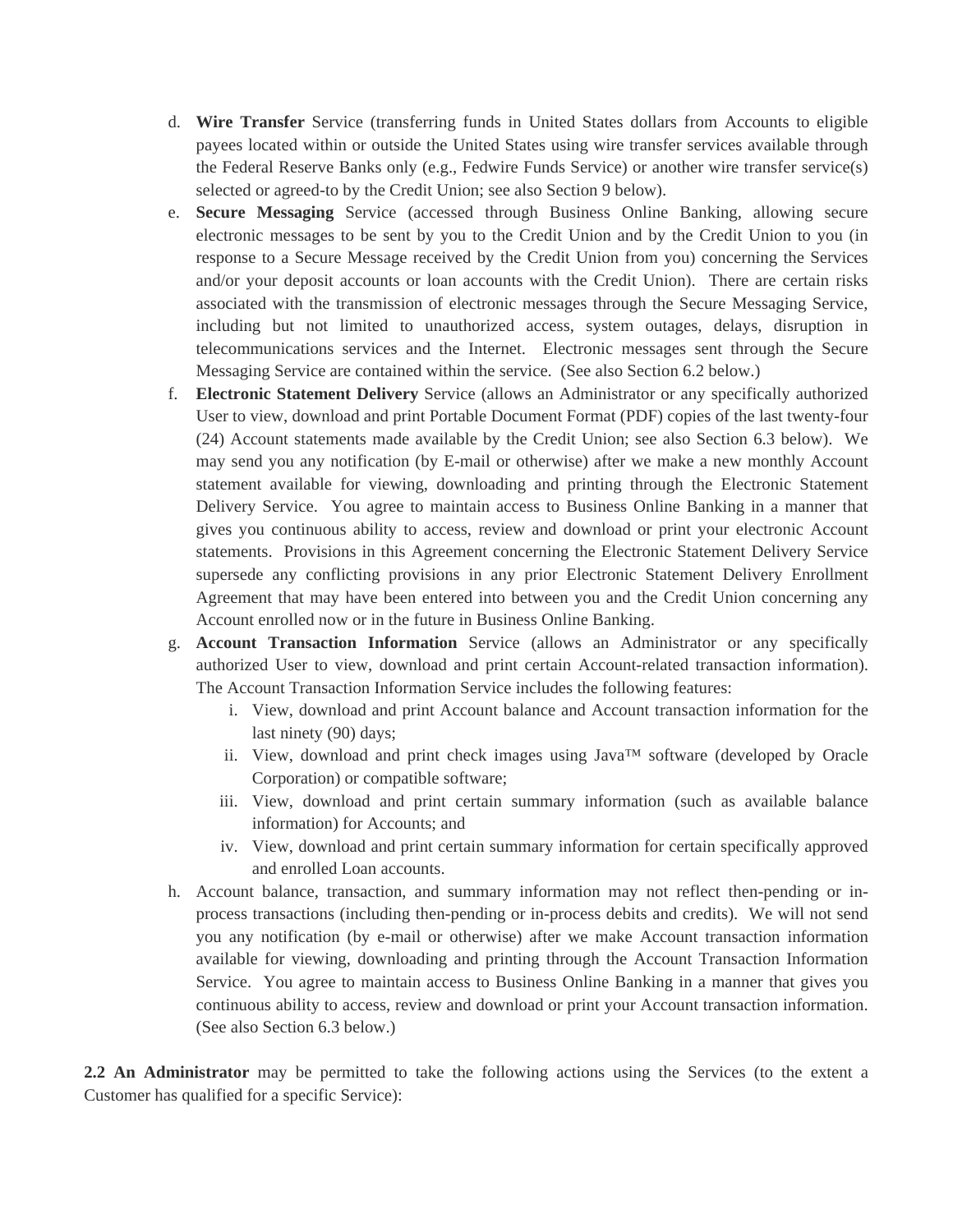d. **Wire Transfer** Service (transferring funds in United States dollars from Accounts to eligible payees located within or outside the United States using wire transfer services available through the Federal Reserve Banks only (e.g., Fedwire Funds Service) or another wire transfer service(s) selected or agreed-to by the Credit Union; see also Section 9 below).

e. **Secure Messaging** Service (accessed through Business Online Banking, allowing secure electronic messages to be sent by you to the Credit Union and by the Credit Union to you (in response to a Secure Message received by the Credit Union from you) concerning the Services and/or your deposit accounts or loan accounts with the Credit Union). There are certain risks associated with the transmission of electronic messages through the Secure Messaging Service, including but not limited to unauthorized access, system outages, delays, disruption in telecommunications services and the Internet. Electronic messages sent through the Secure Messaging Service are contained within the service. (See also Section 6.2 below.)

f. **Electronic Statement Delivery** Service (allows an Administrator or any specifically authorized User to view, download and print Portable Document Format (PDF) copies of the last twenty-four (24) Account statements made available by the Credit Union; see also Section 6.3 below). We may send you any notification (by E-mail or otherwise) after we make a new monthly Account statement available for viewing, downloading and printing through the Electronic Statement Delivery Service. You agree to maintain access to Business Online Banking in a manner that gives you continuous ability to access, review and download or print your electronic Account statements. Provisions in this Agreement concerning the Electronic Statement Delivery Service supersede any conflicting provisions in any prior Electronic Statement Delivery Enrollment Agreement that may have been entered into between you and the Credit Union concerning any Account enrolled now or in the future in Business Online Banking.

g. **Account Transaction Information** Service (allows an Administrator or any specifically authorized User to view, download and print certain Account-related transaction information). The Account Transaction Information Service includes the following features:

   i. View, download and print Account balance and Account transaction information for the last ninety (90) days;

   ii. View, download and print check images using Java™ software (developed by Oracle Corporation) or compatible software;

   iii. View, download and print certain summary information (such as available balance information) for Accounts; and

   iv. View, download and print certain summary information for certain specifically approved and enrolled Loan accounts.

h. Account balance, transaction, and summary information may not reflect then-pending or in-process transactions (including then-pending or in-process debits and credits). We will not send you any notification (by e-mail or otherwise) after we make Account transaction information available for viewing, downloading and printing through the Account Transaction Information Service. You agree to maintain access to Business Online Banking in a manner that gives you continuous ability to access, review and download or print your Account transaction information. (See also Section 6.3 below.)

**2.2 An Administrator** may be permitted to take the following actions using the Services (to the extent a Customer has qualified for a specific Service):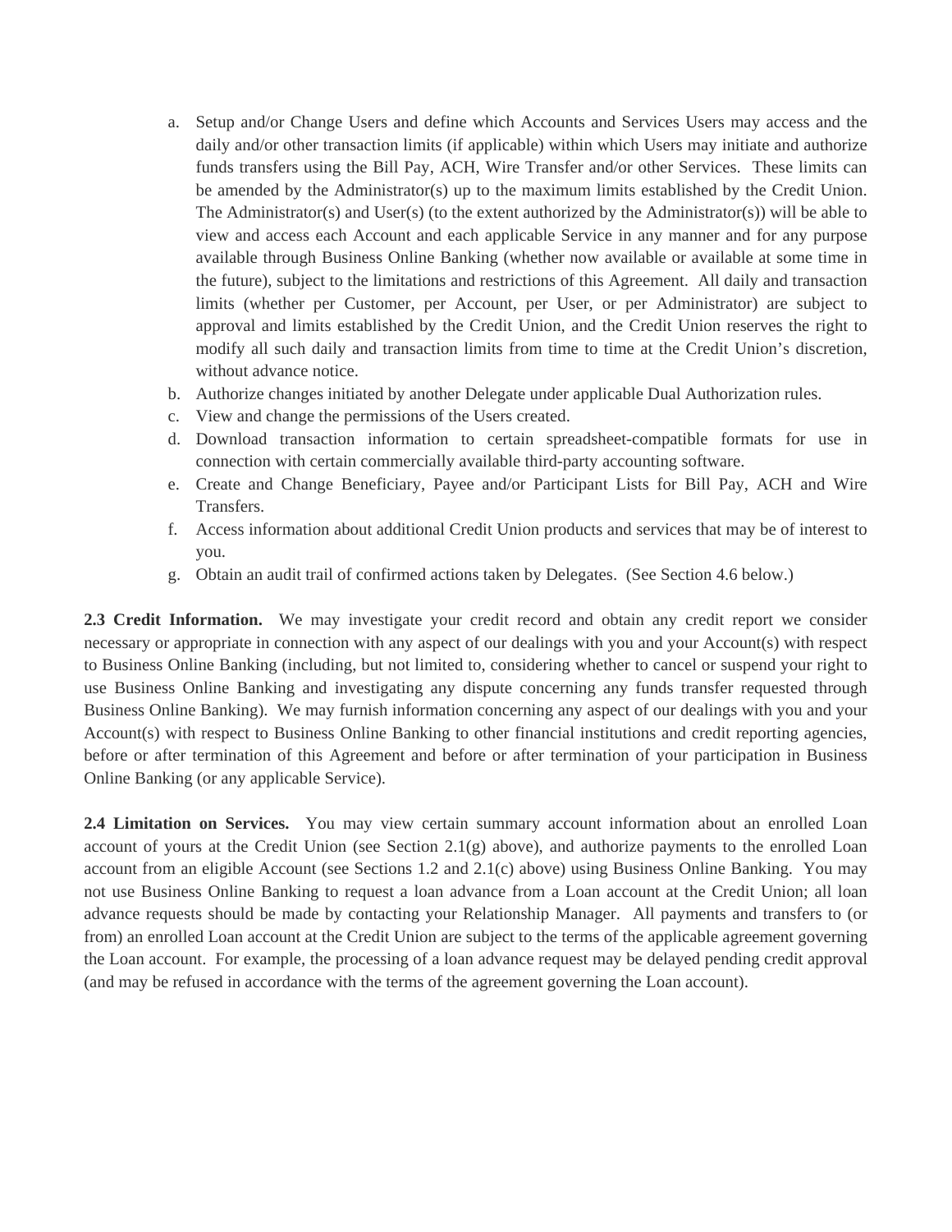a. Setup and/or Change Users and define which Accounts and Services Users may access and the daily and/or other transaction limits (if applicable) within which Users may initiate and authorize funds transfers using the Bill Pay, ACH, Wire Transfer and/or other Services. These limits can be amended by the Administrator(s) up to the maximum limits established by the Credit Union. The Administrator(s) and User(s) (to the extent authorized by the Administrator(s)) will be able to view and access each Account and each applicable Service in any manner and for any purpose available through Business Online Banking (whether now available or available at some time in the future), subject to the limitations and restrictions of this Agreement. All daily and transaction limits (whether per Customer, per Account, per User, or per Administrator) are subject to approval and limits established by the Credit Union, and the Credit Union reserves the right to modify all such daily and transaction limits from time to time at the Credit Union's discretion, without advance notice.
b. Authorize changes initiated by another Delegate under applicable Dual Authorization rules.
c. View and change the permissions of the Users created.
d. Download transaction information to certain spreadsheet-compatible formats for use in connection with certain commercially available third-party accounting software.
e. Create and Change Beneficiary, Payee and/or Participant Lists for Bill Pay, ACH and Wire Transfers.
f. Access information about additional Credit Union products and services that may be of interest to you.
g. Obtain an audit trail of confirmed actions taken by Delegates. (See Section 4.6 below.)

**2.3 Credit Information.** We may investigate your credit record and obtain any credit report we consider necessary or appropriate in connection with any aspect of our dealings with you and your Account(s) with respect to Business Online Banking (including, but not limited to, considering whether to cancel or suspend your right to use Business Online Banking and investigating any dispute concerning any funds transfer requested through Business Online Banking). We may furnish information concerning any aspect of our dealings with you and your Account(s) with respect to Business Online Banking to other financial institutions and credit reporting agencies, before or after termination of this Agreement and before or after termination of your participation in Business Online Banking (or any applicable Service).

**2.4 Limitation on Services.** You may view certain summary account information about an enrolled Loan account of yours at the Credit Union (see Section 2.1(g) above), and authorize payments to the enrolled Loan account from an eligible Account (see Sections 1.2 and 2.1(c) above) using Business Online Banking. You may not use Business Online Banking to request a loan advance from a Loan account at the Credit Union; all loan advance requests should be made by contacting your Relationship Manager. All payments and transfers to (or from) an enrolled Loan account at the Credit Union are subject to the terms of the applicable agreement governing the Loan account. For example, the processing of a loan advance request may be delayed pending credit approval (and may be refused in accordance with the terms of the agreement governing the Loan account).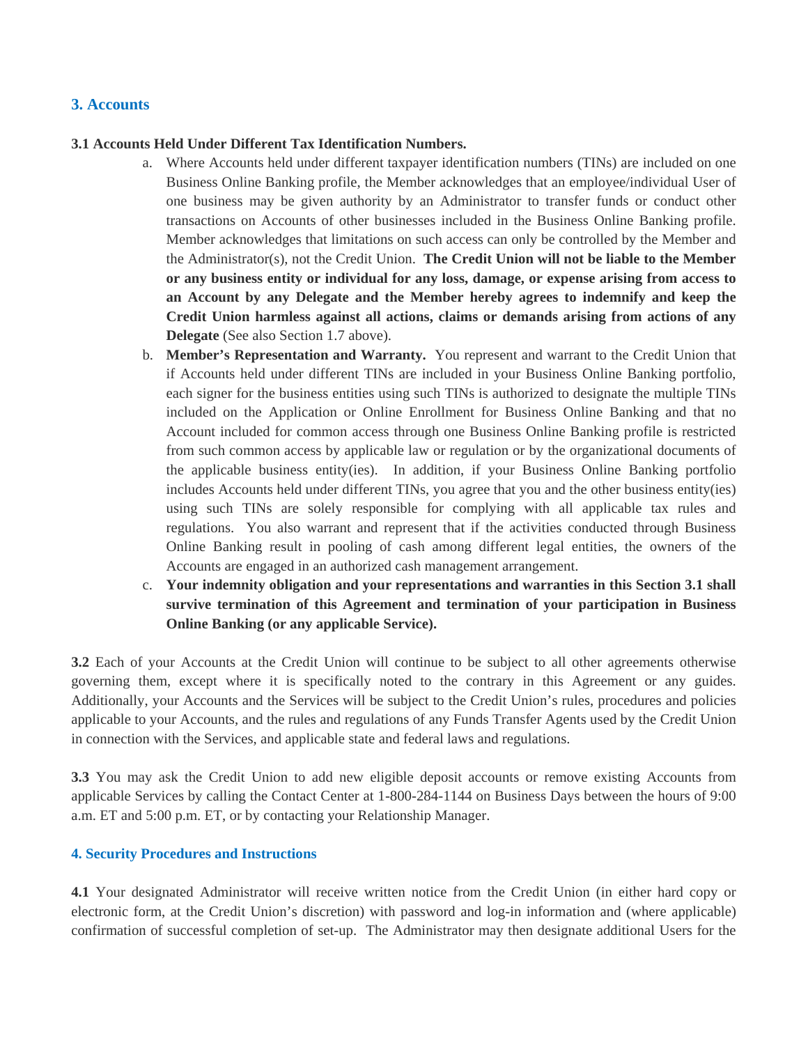## 3. Accounts

**3.1 Accounts Held Under Different Tax Identification Numbers.**

a. Where Accounts held under different taxpayer identification numbers (TINs) are included on one Business Online Banking profile, the Member acknowledges that an employee/individual User of one business may be given authority by an Administrator to transfer funds or conduct other transactions on Accounts of other businesses included in the Business Online Banking profile. Member acknowledges that limitations on such access can only be controlled by the Member and the Administrator(s), not the Credit Union. **The Credit Union will not be liable to the Member or any business entity or individual for any loss, damage, or expense arising from access to an Account by any Delegate and the Member hereby agrees to indemnify and keep the Credit Union harmless against all actions, claims or demands arising from actions of any Delegate** (See also Section 1.7 above).

b. **Member's Representation and Warranty.** You represent and warrant to the Credit Union that if Accounts held under different TINs are included in your Business Online Banking portfolio, each signer for the business entities using such TINs is authorized to designate the multiple TINs included on the Application or Online Enrollment for Business Online Banking and that no Account included for common access through one Business Online Banking profile is restricted from such common access by applicable law or regulation or by the organizational documents of the applicable business entity(ies). In addition, if your Business Online Banking portfolio includes Accounts held under different TINs, you agree that you and the other business entity(ies) using such TINs are solely responsible for complying with all applicable tax rules and regulations. You also warrant and represent that if the activities conducted through Business Online Banking result in pooling of cash among different legal entities, the owners of the Accounts are engaged in an authorized cash management arrangement.

c. **Your indemnity obligation and your representations and warranties in this Section 3.1 shall survive termination of this Agreement and termination of your participation in Business Online Banking (or any applicable Service).**

**3.2** Each of your Accounts at the Credit Union will continue to be subject to all other agreements otherwise governing them, except where it is specifically noted to the contrary in this Agreement or any guides. Additionally, your Accounts and the Services will be subject to the Credit Union's rules, procedures and policies applicable to your Accounts, and the rules and regulations of any Funds Transfer Agents used by the Credit Union in connection with the Services, and applicable state and federal laws and regulations.

**3.3** You may ask the Credit Union to add new eligible deposit accounts or remove existing Accounts from applicable Services by calling the Contact Center at 1-800-284-1144 on Business Days between the hours of 9:00 a.m. ET and 5:00 p.m. ET, or by contacting your Relationship Manager.

## 4. Security Procedures and Instructions

**4.1** Your designated Administrator will receive written notice from the Credit Union (in either hard copy or electronic form, at the Credit Union's discretion) with password and log-in information and (where applicable) confirmation of successful completion of set-up. The Administrator may then designate additional Users for the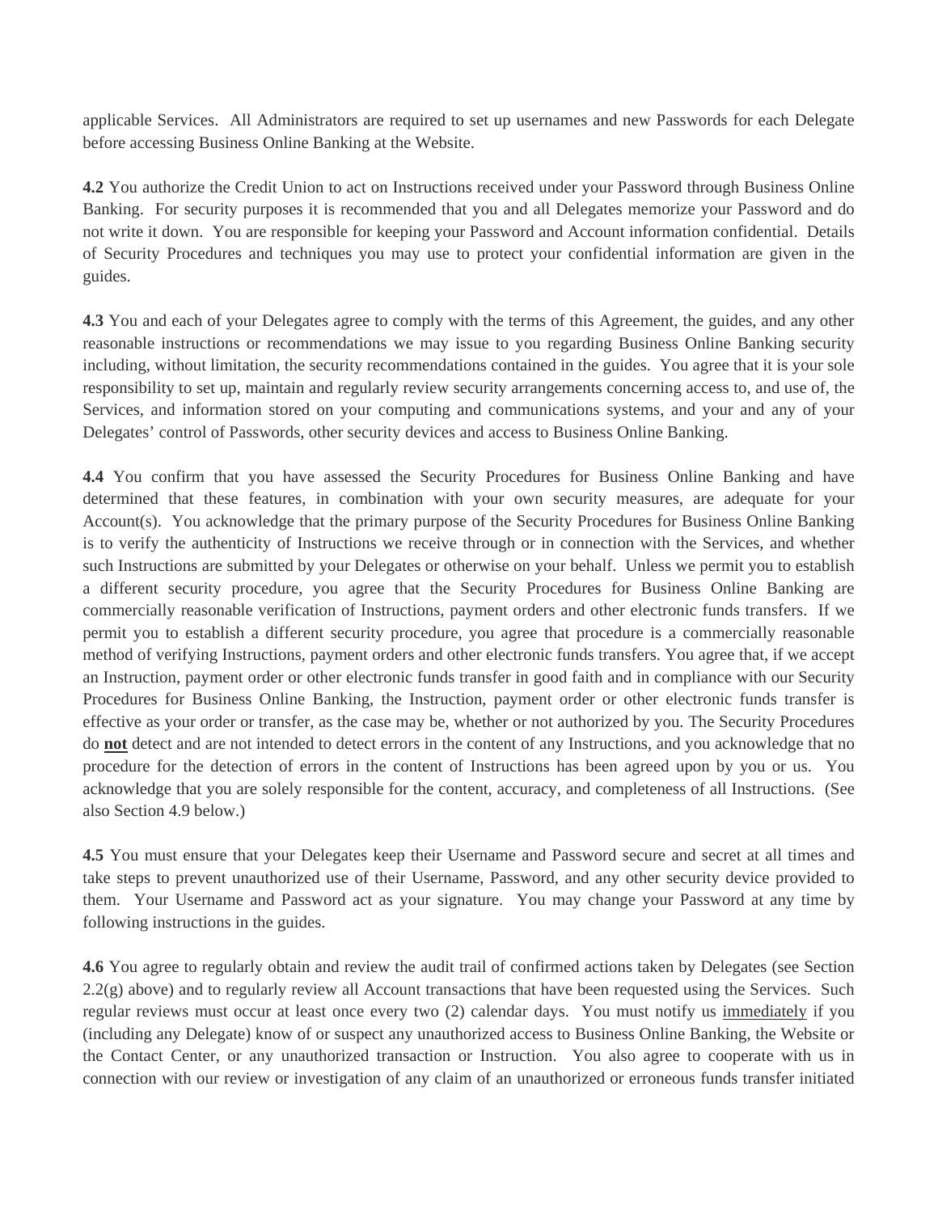applicable Services. All Administrators are required to set up usernames and new Passwords for each Delegate before accessing Business Online Banking at the Website.

**4.2** You authorize the Credit Union to act on Instructions received under your Password through Business Online Banking. For security purposes it is recommended that you and all Delegates memorize your Password and do not write it down. You are responsible for keeping your Password and Account information confidential. Details of Security Procedures and techniques you may use to protect your confidential information are given in the guides.

**4.3** You and each of your Delegates agree to comply with the terms of this Agreement, the guides, and any other reasonable instructions or recommendations we may issue to you regarding Business Online Banking security including, without limitation, the security recommendations contained in the guides. You agree that it is your sole responsibility to set up, maintain and regularly review security arrangements concerning access to, and use of, the Services, and information stored on your computing and communications systems, and your and any of your Delegates' control of Passwords, other security devices and access to Business Online Banking.

**4.4** You confirm that you have assessed the Security Procedures for Business Online Banking and have determined that these features, in combination with your own security measures, are adequate for your Account(s). You acknowledge that the primary purpose of the Security Procedures for Business Online Banking is to verify the authenticity of Instructions we receive through or in connection with the Services, and whether such Instructions are submitted by your Delegates or otherwise on your behalf. Unless we permit you to establish a different security procedure, you agree that the Security Procedures for Business Online Banking are commercially reasonable verification of Instructions, payment orders and other electronic funds transfers. If we permit you to establish a different security procedure, you agree that procedure is a commercially reasonable method of verifying Instructions, payment orders and other electronic funds transfers. You agree that, if we accept an Instruction, payment order or other electronic funds transfer in good faith and in compliance with our Security Procedures for Business Online Banking, the Instruction, payment order or other electronic funds transfer is effective as your order or transfer, as the case may be, whether or not authorized by you. The Security Procedures do **not** detect and are not intended to detect errors in the content of any Instructions, and you acknowledge that no procedure for the detection of errors in the content of Instructions has been agreed upon by you or us. You acknowledge that you are solely responsible for the content, accuracy, and completeness of all Instructions. (See also Section 4.9 below.)

**4.5** You must ensure that your Delegates keep their Username and Password secure and secret at all times and take steps to prevent unauthorized use of their Username, Password, and any other security device provided to them. Your Username and Password act as your signature. You may change your Password at any time by following instructions in the guides.

**4.6** You agree to regularly obtain and review the audit trail of confirmed actions taken by Delegates (see Section 2.2(g) above) and to regularly review all Account transactions that have been requested using the Services. Such regular reviews must occur at least once every two (2) calendar days. You must notify us immediately if you (including any Delegate) know of or suspect any unauthorized access to Business Online Banking, the Website or the Contact Center, or any unauthorized transaction or Instruction. You also agree to cooperate with us in connection with our review or investigation of any claim of an unauthorized or erroneous funds transfer initiated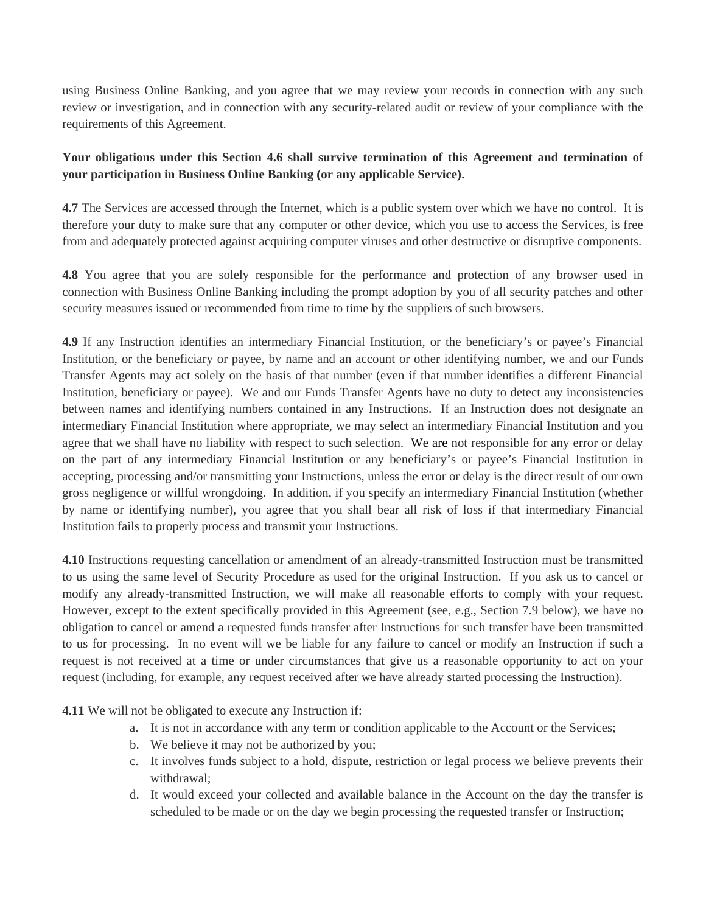using Business Online Banking, and you agree that we may review your records in connection with any such review or investigation, and in connection with any security-related audit or review of your compliance with the requirements of this Agreement.

**Your obligations under this Section 4.6 shall survive termination of this Agreement and termination of your participation in Business Online Banking (or any applicable Service).**

**4.7** The Services are accessed through the Internet, which is a public system over which we have no control. It is therefore your duty to make sure that any computer or other device, which you use to access the Services, is free from and adequately protected against acquiring computer viruses and other destructive or disruptive components.

**4.8** You agree that you are solely responsible for the performance and protection of any browser used in connection with Business Online Banking including the prompt adoption by you of all security patches and other security measures issued or recommended from time to time by the suppliers of such browsers.

**4.9** If any Instruction identifies an intermediary Financial Institution, or the beneficiary's or payee's Financial Institution, or the beneficiary or payee, by name and an account or other identifying number, we and our Funds Transfer Agents may act solely on the basis of that number (even if that number identifies a different Financial Institution, beneficiary or payee). We and our Funds Transfer Agents have no duty to detect any inconsistencies between names and identifying numbers contained in any Instructions. If an Instruction does not designate an intermediary Financial Institution where appropriate, we may select an intermediary Financial Institution and you agree that we shall have no liability with respect to such selection. We are not responsible for any error or delay on the part of any intermediary Financial Institution or any beneficiary's or payee's Financial Institution in accepting, processing and/or transmitting your Instructions, unless the error or delay is the direct result of our own gross negligence or willful wrongdoing. In addition, if you specify an intermediary Financial Institution (whether by name or identifying number), you agree that you shall bear all risk of loss if that intermediary Financial Institution fails to properly process and transmit your Instructions.

**4.10** Instructions requesting cancellation or amendment of an already-transmitted Instruction must be transmitted to us using the same level of Security Procedure as used for the original Instruction. If you ask us to cancel or modify any already-transmitted Instruction, we will make all reasonable efforts to comply with your request. However, except to the extent specifically provided in this Agreement (see, e.g., Section 7.9 below), we have no obligation to cancel or amend a requested funds transfer after Instructions for such transfer have been transmitted to us for processing. In no event will we be liable for any failure to cancel or modify an Instruction if such a request is not received at a time or under circumstances that give us a reasonable opportunity to act on your request (including, for example, any request received after we have already started processing the Instruction).

**4.11** We will not be obligated to execute any Instruction if:

a. It is not in accordance with any term or condition applicable to the Account or the Services;
b. We believe it may not be authorized by you;
c. It involves funds subject to a hold, dispute, restriction or legal process we believe prevents their withdrawal;
d. It would exceed your collected and available balance in the Account on the day the transfer is scheduled to be made or on the day we begin processing the requested transfer or Instruction;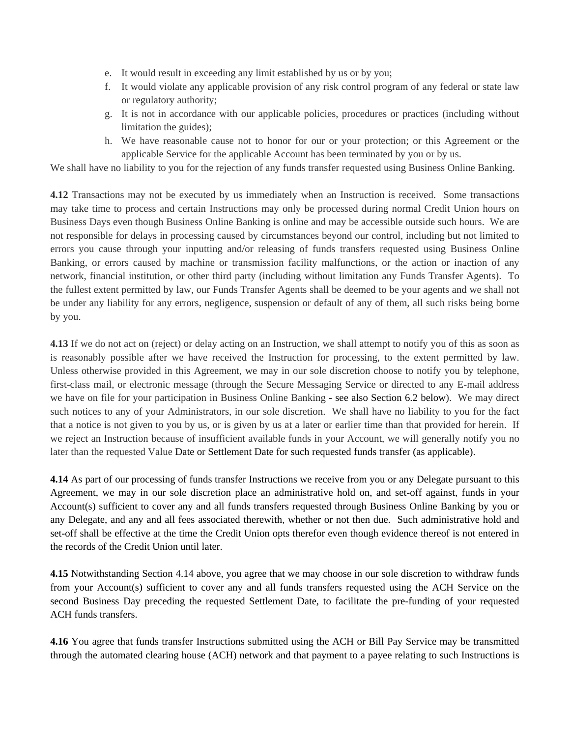e. It would result in exceeding any limit established by us or by you;
f. It would violate any applicable provision of any risk control program of any federal or state law or regulatory authority;
g. It is not in accordance with our applicable policies, procedures or practices (including without limitation the guides);
h. We have reasonable cause not to honor for our or your protection; or this Agreement or the applicable Service for the applicable Account has been terminated by you or by us.

We shall have no liability to you for the rejection of any funds transfer requested using Business Online Banking.

**4.12** Transactions may not be executed by us immediately when an Instruction is received. Some transactions may take time to process and certain Instructions may only be processed during normal Credit Union hours on Business Days even though Business Online Banking is online and may be accessible outside such hours. We are not responsible for delays in processing caused by circumstances beyond our control, including but not limited to errors you cause through your inputting and/or releasing of funds transfers requested using Business Online Banking, or errors caused by machine or transmission facility malfunctions, or the action or inaction of any network, financial institution, or other third party (including without limitation any Funds Transfer Agents). To the fullest extent permitted by law, our Funds Transfer Agents shall be deemed to be your agents and we shall not be under any liability for any errors, negligence, suspension or default of any of them, all such risks being borne by you.

**4.13** If we do not act on (reject) or delay acting on an Instruction, we shall attempt to notify you of this as soon as is reasonably possible after we have received the Instruction for processing, to the extent permitted by law. Unless otherwise provided in this Agreement, we may in our sole discretion choose to notify you by telephone, first-class mail, or electronic message (through the Secure Messaging Service or directed to any E-mail address we have on file for your participation in Business Online Banking - see also Section 6.2 below). We may direct such notices to any of your Administrators, in our sole discretion. We shall have no liability to you for the fact that a notice is not given to you by us, or is given by us at a later or earlier time than that provided for herein. If we reject an Instruction because of insufficient available funds in your Account, we will generally notify you no later than the requested Value Date or Settlement Date for such requested funds transfer (as applicable).

**4.14** As part of our processing of funds transfer Instructions we receive from you or any Delegate pursuant to this Agreement, we may in our sole discretion place an administrative hold on, and set-off against, funds in your Account(s) sufficient to cover any and all funds transfers requested through Business Online Banking by you or any Delegate, and any and all fees associated therewith, whether or not then due. Such administrative hold and set-off shall be effective at the time the Credit Union opts therefor even though evidence thereof is not entered in the records of the Credit Union until later.

**4.15** Notwithstanding Section 4.14 above, you agree that we may choose in our sole discretion to withdraw funds from your Account(s) sufficient to cover any and all funds transfers requested using the ACH Service on the second Business Day preceding the requested Settlement Date, to facilitate the pre-funding of your requested ACH funds transfers.

**4.16** You agree that funds transfer Instructions submitted using the ACH or Bill Pay Service may be transmitted through the automated clearing house (ACH) network and that payment to a payee relating to such Instructions is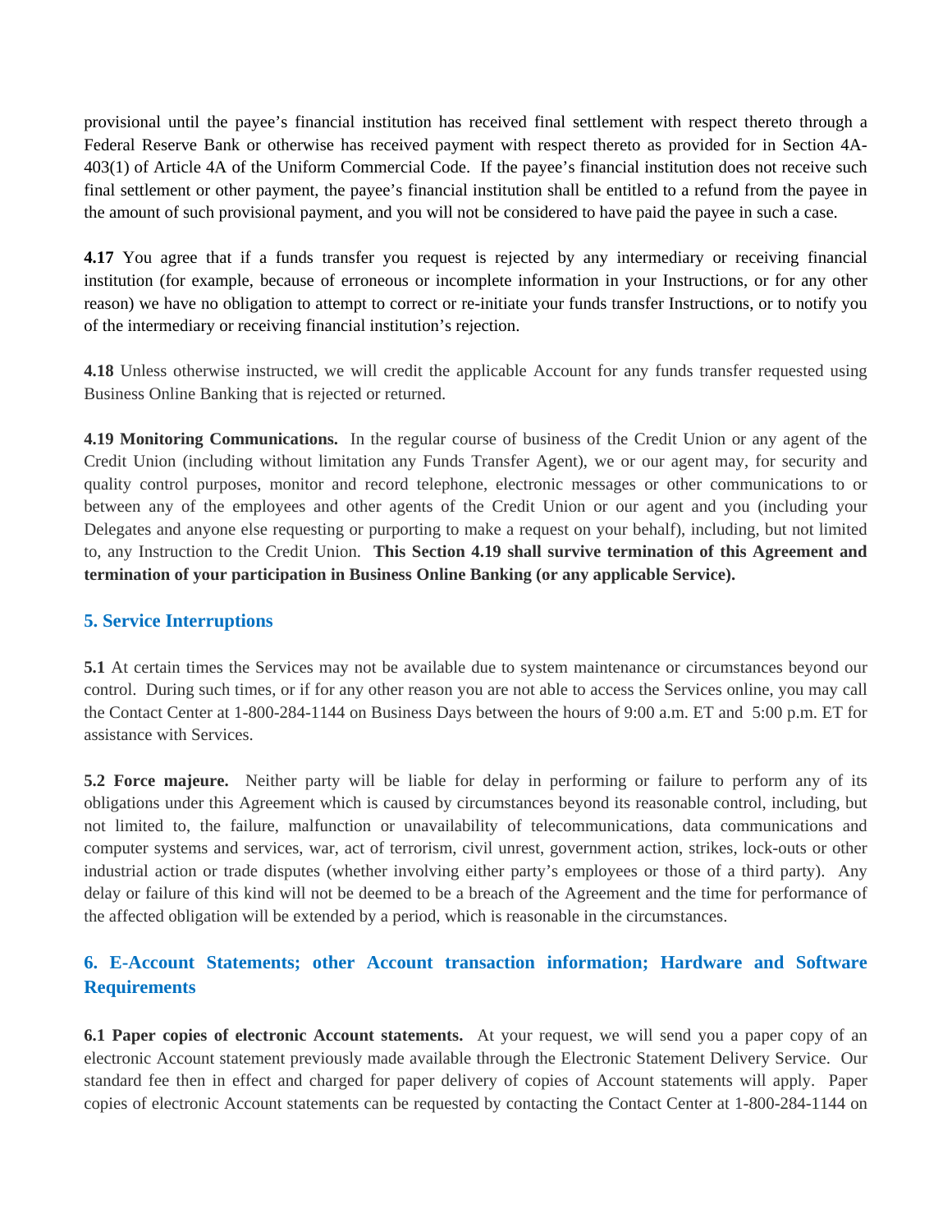provisional until the payee's financial institution has received final settlement with respect thereto through a Federal Reserve Bank or otherwise has received payment with respect thereto as provided for in Section 4A-403(1) of Article 4A of the Uniform Commercial Code. If the payee's financial institution does not receive such final settlement or other payment, the payee's financial institution shall be entitled to a refund from the payee in the amount of such provisional payment, and you will not be considered to have paid the payee in such a case.

**4.17** You agree that if a funds transfer you request is rejected by any intermediary or receiving financial institution (for example, because of erroneous or incomplete information in your Instructions, or for any other reason) we have no obligation to attempt to correct or re-initiate your funds transfer Instructions, or to notify you of the intermediary or receiving financial institution's rejection.

**4.18** Unless otherwise instructed, we will credit the applicable Account for any funds transfer requested using Business Online Banking that is rejected or returned.

**4.19 Monitoring Communications.** In the regular course of business of the Credit Union or any agent of the Credit Union (including without limitation any Funds Transfer Agent), we or our agent may, for security and quality control purposes, monitor and record telephone, electronic messages or other communications to or between any of the employees and other agents of the Credit Union or our agent and you (including your Delegates and anyone else requesting or purporting to make a request on your behalf), including, but not limited to, any Instruction to the Credit Union. **This Section 4.19 shall survive termination of this Agreement and termination of your participation in Business Online Banking (or any applicable Service).**

## 5. Service Interruptions

**5.1** At certain times the Services may not be available due to system maintenance or circumstances beyond our control. During such times, or if for any other reason you are not able to access the Services online, you may call the Contact Center at 1-800-284-1144 on Business Days between the hours of 9:00 a.m. ET and 5:00 p.m. ET for assistance with Services.

**5.2 Force majeure.** Neither party will be liable for delay in performing or failure to perform any of its obligations under this Agreement which is caused by circumstances beyond its reasonable control, including, but not limited to, the failure, malfunction or unavailability of telecommunications, data communications and computer systems and services, war, act of terrorism, civil unrest, government action, strikes, lock-outs or other industrial action or trade disputes (whether involving either party's employees or those of a third party). Any delay or failure of this kind will not be deemed to be a breach of the Agreement and the time for performance of the affected obligation will be extended by a period, which is reasonable in the circumstances.

## 6. E-Account Statements; other Account transaction information; Hardware and Software Requirements

**6.1 Paper copies of electronic Account statements.** At your request, we will send you a paper copy of an electronic Account statement previously made available through the Electronic Statement Delivery Service. Our standard fee then in effect and charged for paper delivery of copies of Account statements will apply. Paper copies of electronic Account statements can be requested by contacting the Contact Center at 1-800-284-1144 on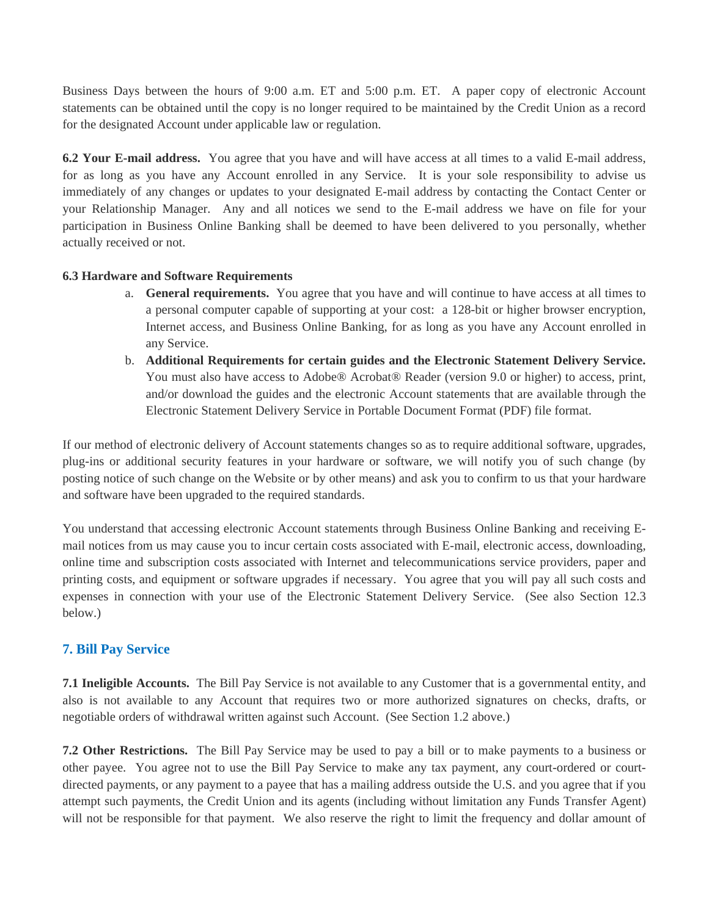Business Days between the hours of 9:00 a.m. ET and 5:00 p.m. ET. A paper copy of electronic Account statements can be obtained until the copy is no longer required to be maintained by the Credit Union as a record for the designated Account under applicable law or regulation.

**6.2 Your E-mail address.** You agree that you have and will have access at all times to a valid E-mail address, for as long as you have any Account enrolled in any Service. It is your sole responsibility to advise us immediately of any changes or updates to your designated E-mail address by contacting the Contact Center or your Relationship Manager. Any and all notices we send to the E-mail address we have on file for your participation in Business Online Banking shall be deemed to have been delivered to you personally, whether actually received or not.

**6.3 Hardware and Software Requirements**

a. **General requirements.** You agree that you have and will continue to have access at all times to a personal computer capable of supporting at your cost: a 128-bit or higher browser encryption, Internet access, and Business Online Banking, for as long as you have any Account enrolled in any Service.

b. **Additional Requirements for certain guides and the Electronic Statement Delivery Service.** You must also have access to Adobe® Acrobat® Reader (version 9.0 or higher) to access, print, and/or download the guides and the electronic Account statements that are available through the Electronic Statement Delivery Service in Portable Document Format (PDF) file format.

If our method of electronic delivery of Account statements changes so as to require additional software, upgrades, plug-ins or additional security features in your hardware or software, we will notify you of such change (by posting notice of such change on the Website or by other means) and ask you to confirm to us that your hardware and software have been upgraded to the required standards.

You understand that accessing electronic Account statements through Business Online Banking and receiving E-mail notices from us may cause you to incur certain costs associated with E-mail, electronic access, downloading, online time and subscription costs associated with Internet and telecommunications service providers, paper and printing costs, and equipment or software upgrades if necessary. You agree that you will pay all such costs and expenses in connection with your use of the Electronic Statement Delivery Service. (See also Section 12.3 below.)

## 7. Bill Pay Service

**7.1 Ineligible Accounts.** The Bill Pay Service is not available to any Customer that is a governmental entity, and also is not available to any Account that requires two or more authorized signatures on checks, drafts, or negotiable orders of withdrawal written against such Account. (See Section 1.2 above.)

**7.2 Other Restrictions.** The Bill Pay Service may be used to pay a bill or to make payments to a business or other payee. You agree not to use the Bill Pay Service to make any tax payment, any court-ordered or court-directed payments, or any payment to a payee that has a mailing address outside the U.S. and you agree that if you attempt such payments, the Credit Union and its agents (including without limitation any Funds Transfer Agent) will not be responsible for that payment. We also reserve the right to limit the frequency and dollar amount of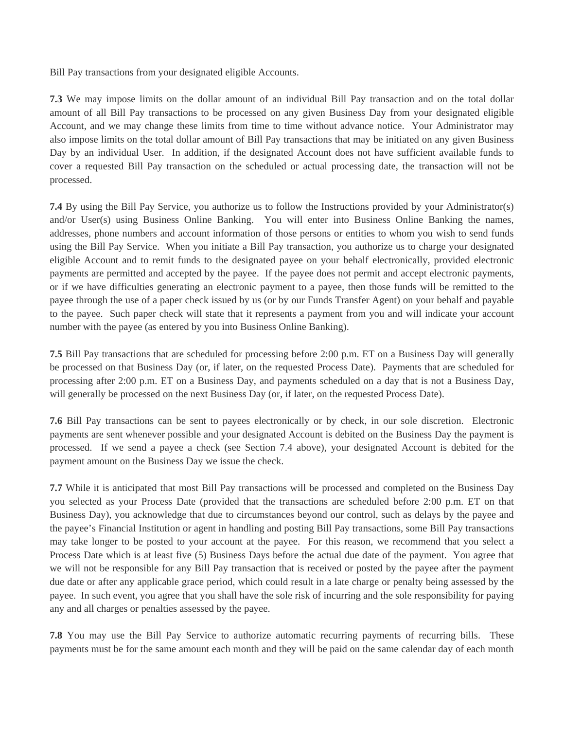Bill Pay transactions from your designated eligible Accounts.

**7.3** We may impose limits on the dollar amount of an individual Bill Pay transaction and on the total dollar amount of all Bill Pay transactions to be processed on any given Business Day from your designated eligible Account, and we may change these limits from time to time without advance notice. Your Administrator may also impose limits on the total dollar amount of Bill Pay transactions that may be initiated on any given Business Day by an individual User. In addition, if the designated Account does not have sufficient available funds to cover a requested Bill Pay transaction on the scheduled or actual processing date, the transaction will not be processed.

**7.4** By using the Bill Pay Service, you authorize us to follow the Instructions provided by your Administrator(s) and/or User(s) using Business Online Banking. You will enter into Business Online Banking the names, addresses, phone numbers and account information of those persons or entities to whom you wish to send funds using the Bill Pay Service. When you initiate a Bill Pay transaction, you authorize us to charge your designated eligible Account and to remit funds to the designated payee on your behalf electronically, provided electronic payments are permitted and accepted by the payee. If the payee does not permit and accept electronic payments, or if we have difficulties generating an electronic payment to a payee, then those funds will be remitted to the payee through the use of a paper check issued by us (or by our Funds Transfer Agent) on your behalf and payable to the payee. Such paper check will state that it represents a payment from you and will indicate your account number with the payee (as entered by you into Business Online Banking).

**7.5** Bill Pay transactions that are scheduled for processing before 2:00 p.m. ET on a Business Day will generally be processed on that Business Day (or, if later, on the requested Process Date). Payments that are scheduled for processing after 2:00 p.m. ET on a Business Day, and payments scheduled on a day that is not a Business Day, will generally be processed on the next Business Day (or, if later, on the requested Process Date).

**7.6** Bill Pay transactions can be sent to payees electronically or by check, in our sole discretion. Electronic payments are sent whenever possible and your designated Account is debited on the Business Day the payment is processed. If we send a payee a check (see Section 7.4 above), your designated Account is debited for the payment amount on the Business Day we issue the check.

**7.7** While it is anticipated that most Bill Pay transactions will be processed and completed on the Business Day you selected as your Process Date (provided that the transactions are scheduled before 2:00 p.m. ET on that Business Day), you acknowledge that due to circumstances beyond our control, such as delays by the payee and the payee's Financial Institution or agent in handling and posting Bill Pay transactions, some Bill Pay transactions may take longer to be posted to your account at the payee. For this reason, we recommend that you select a Process Date which is at least five (5) Business Days before the actual due date of the payment. You agree that we will not be responsible for any Bill Pay transaction that is received or posted by the payee after the payment due date or after any applicable grace period, which could result in a late charge or penalty being assessed by the payee. In such event, you agree that you shall have the sole risk of incurring and the sole responsibility for paying any and all charges or penalties assessed by the payee.

**7.8** You may use the Bill Pay Service to authorize automatic recurring payments of recurring bills. These payments must be for the same amount each month and they will be paid on the same calendar day of each month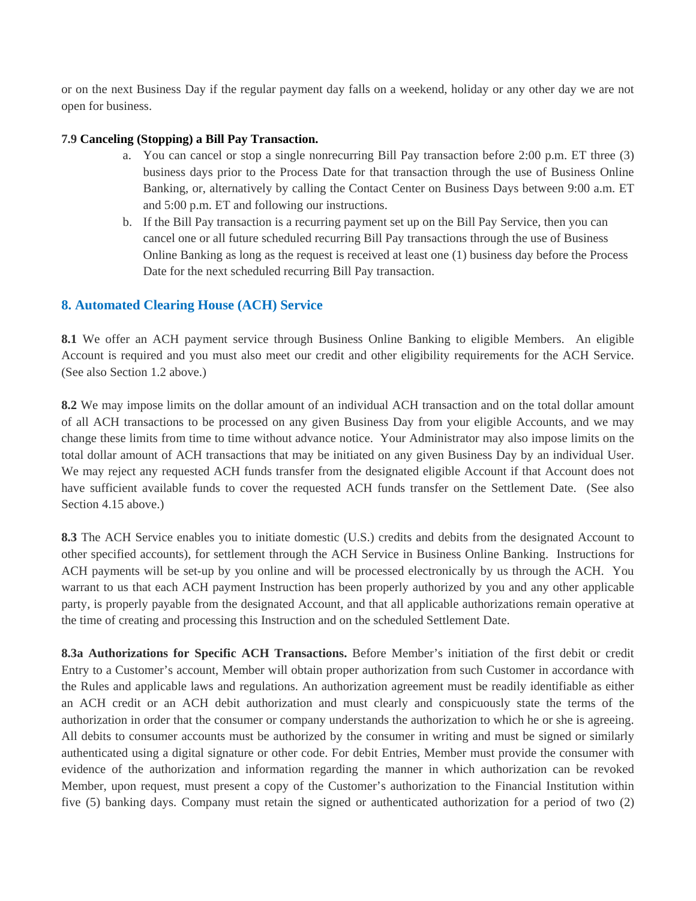or on the next Business Day if the regular payment day falls on a weekend, holiday or any other day we are not open for business.

**7.9 Canceling (Stopping) a Bill Pay Transaction.**

a. You can cancel or stop a single nonrecurring Bill Pay transaction before 2:00 p.m. ET three (3) business days prior to the Process Date for that transaction through the use of Business Online Banking, or, alternatively by calling the Contact Center on Business Days between 9:00 a.m. ET and 5:00 p.m. ET and following our instructions.

b. If the Bill Pay transaction is a recurring payment set up on the Bill Pay Service, then you can cancel one or all future scheduled recurring Bill Pay transactions through the use of Business Online Banking as long as the request is received at least one (1) business day before the Process Date for the next scheduled recurring Bill Pay transaction.

## 8. Automated Clearing House (ACH) Service

**8.1** We offer an ACH payment service through Business Online Banking to eligible Members. An eligible Account is required and you must also meet our credit and other eligibility requirements for the ACH Service. (See also Section 1.2 above.)

**8.2** We may impose limits on the dollar amount of an individual ACH transaction and on the total dollar amount of all ACH transactions to be processed on any given Business Day from your eligible Accounts, and we may change these limits from time to time without advance notice. Your Administrator may also impose limits on the total dollar amount of ACH transactions that may be initiated on any given Business Day by an individual User. We may reject any requested ACH funds transfer from the designated eligible Account if that Account does not have sufficient available funds to cover the requested ACH funds transfer on the Settlement Date. (See also Section 4.15 above.)

**8.3** The ACH Service enables you to initiate domestic (U.S.) credits and debits from the designated Account to other specified accounts), for settlement through the ACH Service in Business Online Banking. Instructions for ACH payments will be set-up by you online and will be processed electronically by us through the ACH. You warrant to us that each ACH payment Instruction has been properly authorized by you and any other applicable party, is properly payable from the designated Account, and that all applicable authorizations remain operative at the time of creating and processing this Instruction and on the scheduled Settlement Date.

**8.3a Authorizations for Specific ACH Transactions.** Before Member's initiation of the first debit or credit Entry to a Customer's account, Member will obtain proper authorization from such Customer in accordance with the Rules and applicable laws and regulations. An authorization agreement must be readily identifiable as either an ACH credit or an ACH debit authorization and must clearly and conspicuously state the terms of the authorization in order that the consumer or company understands the authorization to which he or she is agreeing. All debits to consumer accounts must be authorized by the consumer in writing and must be signed or similarly authenticated using a digital signature or other code. For debit Entries, Member must provide the consumer with evidence of the authorization and information regarding the manner in which authorization can be revoked Member, upon request, must present a copy of the Customer's authorization to the Financial Institution within five (5) banking days. Company must retain the signed or authenticated authorization for a period of two (2)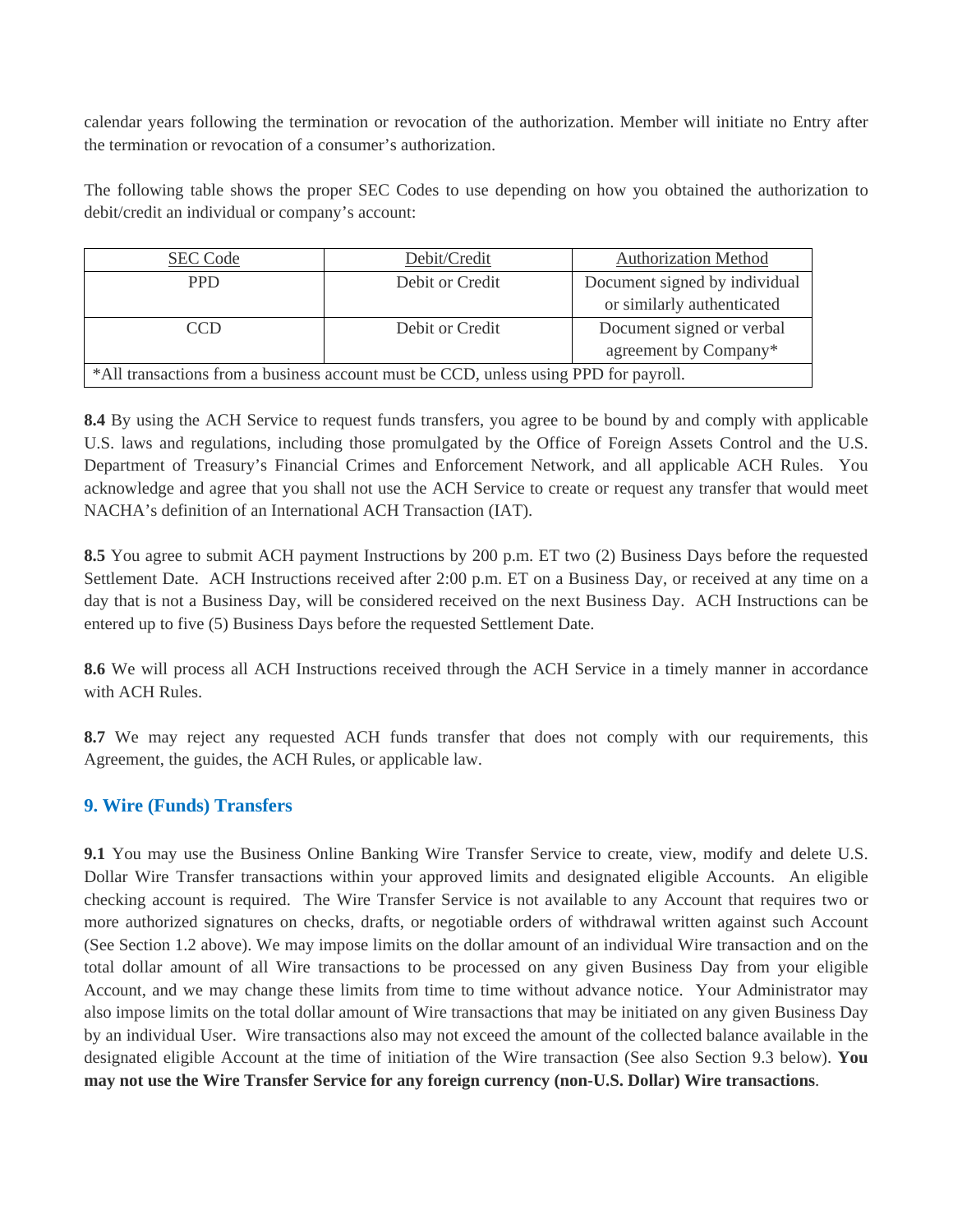calendar years following the termination or revocation of the authorization. Member will initiate no Entry after the termination or revocation of a consumer's authorization.

The following table shows the proper SEC Codes to use depending on how you obtained the authorization to debit/credit an individual or company's account:

| SEC Code | Debit/Credit | Authorization Method |
|---|---|---|
| PPD | Debit or Credit | Document signed by individual or similarly authenticated |
| CCD | Debit or Credit | Document signed or verbal agreement by Company* |
| *All transactions from a business account must be CCD, unless using PPD for payroll. | | |

**8.4** By using the ACH Service to request funds transfers, you agree to be bound by and comply with applicable U.S. laws and regulations, including those promulgated by the Office of Foreign Assets Control and the U.S. Department of Treasury's Financial Crimes and Enforcement Network, and all applicable ACH Rules. You acknowledge and agree that you shall not use the ACH Service to create or request any transfer that would meet NACHA's definition of an International ACH Transaction (IAT).

**8.5** You agree to submit ACH payment Instructions by 200 p.m. ET two (2) Business Days before the requested Settlement Date. ACH Instructions received after 2:00 p.m. ET on a Business Day, or received at any time on a day that is not a Business Day, will be considered received on the next Business Day. ACH Instructions can be entered up to five (5) Business Days before the requested Settlement Date.

**8.6** We will process all ACH Instructions received through the ACH Service in a timely manner in accordance with ACH Rules.

**8.7** We may reject any requested ACH funds transfer that does not comply with our requirements, this Agreement, the guides, the ACH Rules, or applicable law.

## 9. Wire (Funds) Transfers

**9.1** You may use the Business Online Banking Wire Transfer Service to create, view, modify and delete U.S. Dollar Wire Transfer transactions within your approved limits and designated eligible Accounts. An eligible checking account is required. The Wire Transfer Service is not available to any Account that requires two or more authorized signatures on checks, drafts, or negotiable orders of withdrawal written against such Account (See Section 1.2 above). We may impose limits on the dollar amount of an individual Wire transaction and on the total dollar amount of all Wire transactions to be processed on any given Business Day from your eligible Account, and we may change these limits from time to time without advance notice. Your Administrator may also impose limits on the total dollar amount of Wire transactions that may be initiated on any given Business Day by an individual User. Wire transactions also may not exceed the amount of the collected balance available in the designated eligible Account at the time of initiation of the Wire transaction (See also Section 9.3 below). **You may not use the Wire Transfer Service for any foreign currency (non-U.S. Dollar) Wire transactions**.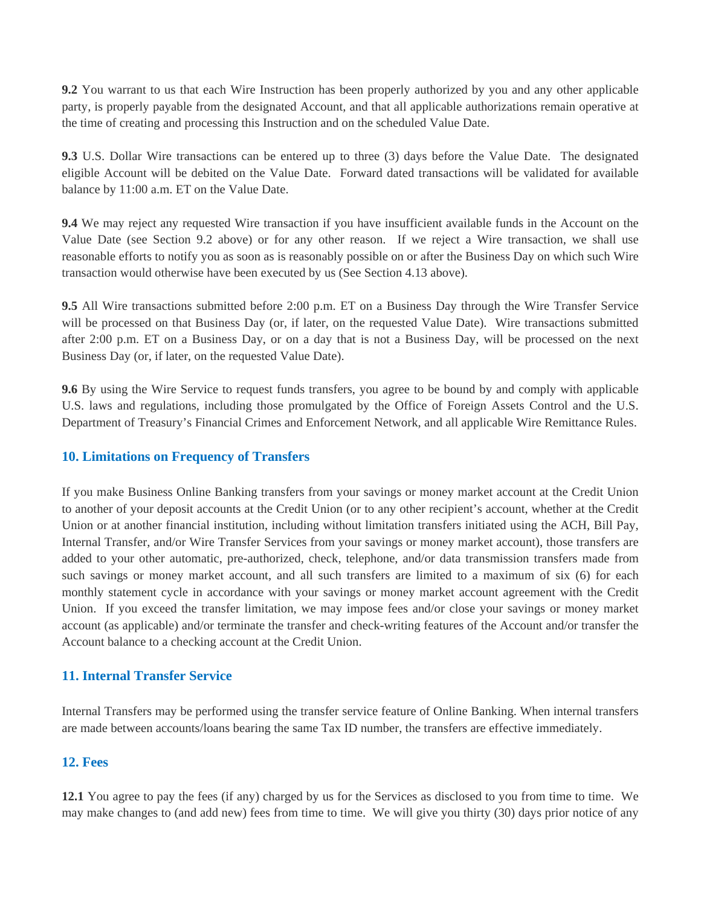**9.2** You warrant to us that each Wire Instruction has been properly authorized by you and any other applicable party, is properly payable from the designated Account, and that all applicable authorizations remain operative at the time of creating and processing this Instruction and on the scheduled Value Date.

**9.3** U.S. Dollar Wire transactions can be entered up to three (3) days before the Value Date. The designated eligible Account will be debited on the Value Date. Forward dated transactions will be validated for available balance by 11:00 a.m. ET on the Value Date.

**9.4** We may reject any requested Wire transaction if you have insufficient available funds in the Account on the Value Date (see Section 9.2 above) or for any other reason. If we reject a Wire transaction, we shall use reasonable efforts to notify you as soon as is reasonably possible on or after the Business Day on which such Wire transaction would otherwise have been executed by us (See Section 4.13 above).

**9.5** All Wire transactions submitted before 2:00 p.m. ET on a Business Day through the Wire Transfer Service will be processed on that Business Day (or, if later, on the requested Value Date). Wire transactions submitted after 2:00 p.m. ET on a Business Day, or on a day that is not a Business Day, will be processed on the next Business Day (or, if later, on the requested Value Date).

**9.6** By using the Wire Service to request funds transfers, you agree to be bound by and comply with applicable U.S. laws and regulations, including those promulgated by the Office of Foreign Assets Control and the U.S. Department of Treasury's Financial Crimes and Enforcement Network, and all applicable Wire Remittance Rules.

## 10. Limitations on Frequency of Transfers

If you make Business Online Banking transfers from your savings or money market account at the Credit Union to another of your deposit accounts at the Credit Union (or to any other recipient's account, whether at the Credit Union or at another financial institution, including without limitation transfers initiated using the ACH, Bill Pay, Internal Transfer, and/or Wire Transfer Services from your savings or money market account), those transfers are added to your other automatic, pre-authorized, check, telephone, and/or data transmission transfers made from such savings or money market account, and all such transfers are limited to a maximum of six (6) for each monthly statement cycle in accordance with your savings or money market account agreement with the Credit Union. If you exceed the transfer limitation, we may impose fees and/or close your savings or money market account (as applicable) and/or terminate the transfer and check-writing features of the Account and/or transfer the Account balance to a checking account at the Credit Union.

## 11. Internal Transfer Service

Internal Transfers may be performed using the transfer service feature of Online Banking. When internal transfers are made between accounts/loans bearing the same Tax ID number, the transfers are effective immediately.

## 12. Fees

**12.1** You agree to pay the fees (if any) charged by us for the Services as disclosed to you from time to time. We may make changes to (and add new) fees from time to time. We will give you thirty (30) days prior notice of any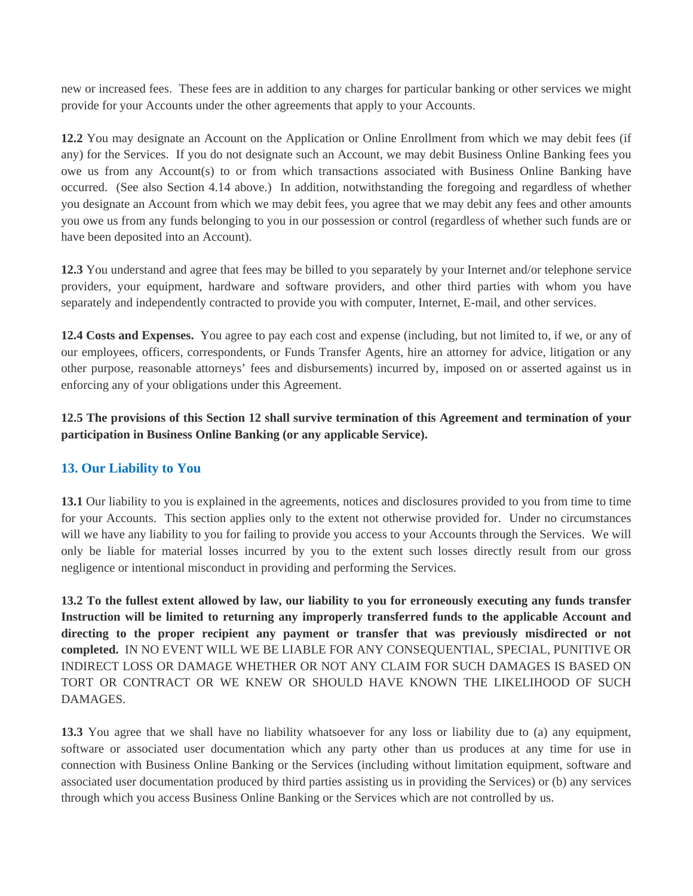new or increased fees. These fees are in addition to any charges for particular banking or other services we might provide for your Accounts under the other agreements that apply to your Accounts.

**12.2** You may designate an Account on the Application or Online Enrollment from which we may debit fees (if any) for the Services. If you do not designate such an Account, we may debit Business Online Banking fees you owe us from any Account(s) to or from which transactions associated with Business Online Banking have occurred. (See also Section 4.14 above.) In addition, notwithstanding the foregoing and regardless of whether you designate an Account from which we may debit fees, you agree that we may debit any fees and other amounts you owe us from any funds belonging to you in our possession or control (regardless of whether such funds are or have been deposited into an Account).

**12.3** You understand and agree that fees may be billed to you separately by your Internet and/or telephone service providers, your equipment, hardware and software providers, and other third parties with whom you have separately and independently contracted to provide you with computer, Internet, E-mail, and other services.

**12.4 Costs and Expenses.** You agree to pay each cost and expense (including, but not limited to, if we, or any of our employees, officers, correspondents, or Funds Transfer Agents, hire an attorney for advice, litigation or any other purpose, reasonable attorneys' fees and disbursements) incurred by, imposed on or asserted against us in enforcing any of your obligations under this Agreement.

**12.5 The provisions of this Section 12 shall survive termination of this Agreement and termination of your participation in Business Online Banking (or any applicable Service).**

## 13. Our Liability to You

**13.1** Our liability to you is explained in the agreements, notices and disclosures provided to you from time to time for your Accounts. This section applies only to the extent not otherwise provided for. Under no circumstances will we have any liability to you for failing to provide you access to your Accounts through the Services. We will only be liable for material losses incurred by you to the extent such losses directly result from our gross negligence or intentional misconduct in providing and performing the Services.

**13.2 To the fullest extent allowed by law, our liability to you for erroneously executing any funds transfer Instruction will be limited to returning any improperly transferred funds to the applicable Account and directing to the proper recipient any payment or transfer that was previously misdirected or not completed.** IN NO EVENT WILL WE BE LIABLE FOR ANY CONSEQUENTIAL, SPECIAL, PUNITIVE OR INDIRECT LOSS OR DAMAGE WHETHER OR NOT ANY CLAIM FOR SUCH DAMAGES IS BASED ON TORT OR CONTRACT OR WE KNEW OR SHOULD HAVE KNOWN THE LIKELIHOOD OF SUCH DAMAGES.

**13.3** You agree that we shall have no liability whatsoever for any loss or liability due to (a) any equipment, software or associated user documentation which any party other than us produces at any time for use in connection with Business Online Banking or the Services (including without limitation equipment, software and associated user documentation produced by third parties assisting us in providing the Services) or (b) any services through which you access Business Online Banking or the Services which are not controlled by us.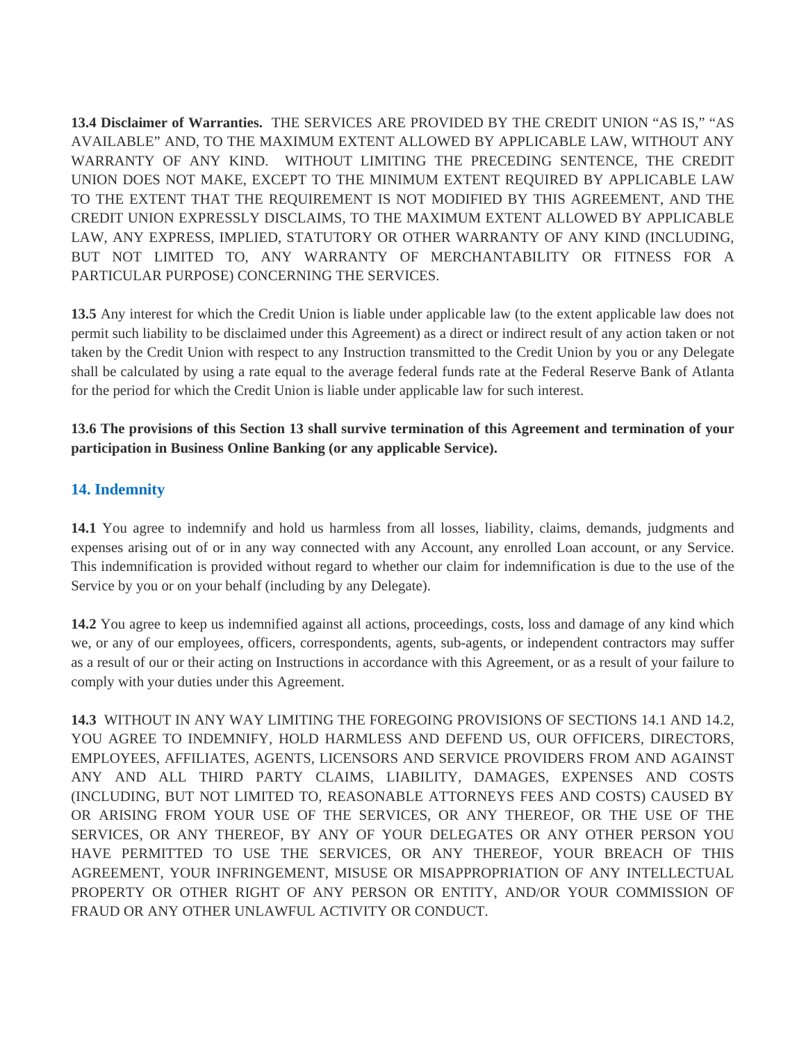**13.4 Disclaimer of Warranties.** THE SERVICES ARE PROVIDED BY THE CREDIT UNION "AS IS," "AS AVAILABLE" AND, TO THE MAXIMUM EXTENT ALLOWED BY APPLICABLE LAW, WITHOUT ANY WARRANTY OF ANY KIND. WITHOUT LIMITING THE PRECEDING SENTENCE, THE CREDIT UNION DOES NOT MAKE, EXCEPT TO THE MINIMUM EXTENT REQUIRED BY APPLICABLE LAW TO THE EXTENT THAT THE REQUIREMENT IS NOT MODIFIED BY THIS AGREEMENT, AND THE CREDIT UNION EXPRESSLY DISCLAIMS, TO THE MAXIMUM EXTENT ALLOWED BY APPLICABLE LAW, ANY EXPRESS, IMPLIED, STATUTORY OR OTHER WARRANTY OF ANY KIND (INCLUDING, BUT NOT LIMITED TO, ANY WARRANTY OF MERCHANTABILITY OR FITNESS FOR A PARTICULAR PURPOSE) CONCERNING THE SERVICES.

**13.5** Any interest for which the Credit Union is liable under applicable law (to the extent applicable law does not permit such liability to be disclaimed under this Agreement) as a direct or indirect result of any action taken or not taken by the Credit Union with respect to any Instruction transmitted to the Credit Union by you or any Delegate shall be calculated by using a rate equal to the average federal funds rate at the Federal Reserve Bank of Atlanta for the period for which the Credit Union is liable under applicable law for such interest.

**13.6 The provisions of this Section 13 shall survive termination of this Agreement and termination of your participation in Business Online Banking (or any applicable Service).**

## 14. Indemnity

**14.1** You agree to indemnify and hold us harmless from all losses, liability, claims, demands, judgments and expenses arising out of or in any way connected with any Account, any enrolled Loan account, or any Service. This indemnification is provided without regard to whether our claim for indemnification is due to the use of the Service by you or on your behalf (including by any Delegate).

**14.2** You agree to keep us indemnified against all actions, proceedings, costs, loss and damage of any kind which we, or any of our employees, officers, correspondents, agents, sub-agents, or independent contractors may suffer as a result of our or their acting on Instructions in accordance with this Agreement, or as a result of your failure to comply with your duties under this Agreement.

**14.3** WITHOUT IN ANY WAY LIMITING THE FOREGOING PROVISIONS OF SECTIONS 14.1 AND 14.2, YOU AGREE TO INDEMNIFY, HOLD HARMLESS AND DEFEND US, OUR OFFICERS, DIRECTORS, EMPLOYEES, AFFILIATES, AGENTS, LICENSORS AND SERVICE PROVIDERS FROM AND AGAINST ANY AND ALL THIRD PARTY CLAIMS, LIABILITY, DAMAGES, EXPENSES AND COSTS (INCLUDING, BUT NOT LIMITED TO, REASONABLE ATTORNEYS FEES AND COSTS) CAUSED BY OR ARISING FROM YOUR USE OF THE SERVICES, OR ANY THEREOF, OR THE USE OF THE SERVICES, OR ANY THEREOF, BY ANY OF YOUR DELEGATES OR ANY OTHER PERSON YOU HAVE PERMITTED TO USE THE SERVICES, OR ANY THEREOF, YOUR BREACH OF THIS AGREEMENT, YOUR INFRINGEMENT, MISUSE OR MISAPPROPRIATION OF ANY INTELLECTUAL PROPERTY OR OTHER RIGHT OF ANY PERSON OR ENTITY, AND/OR YOUR COMMISSION OF FRAUD OR ANY OTHER UNLAWFUL ACTIVITY OR CONDUCT.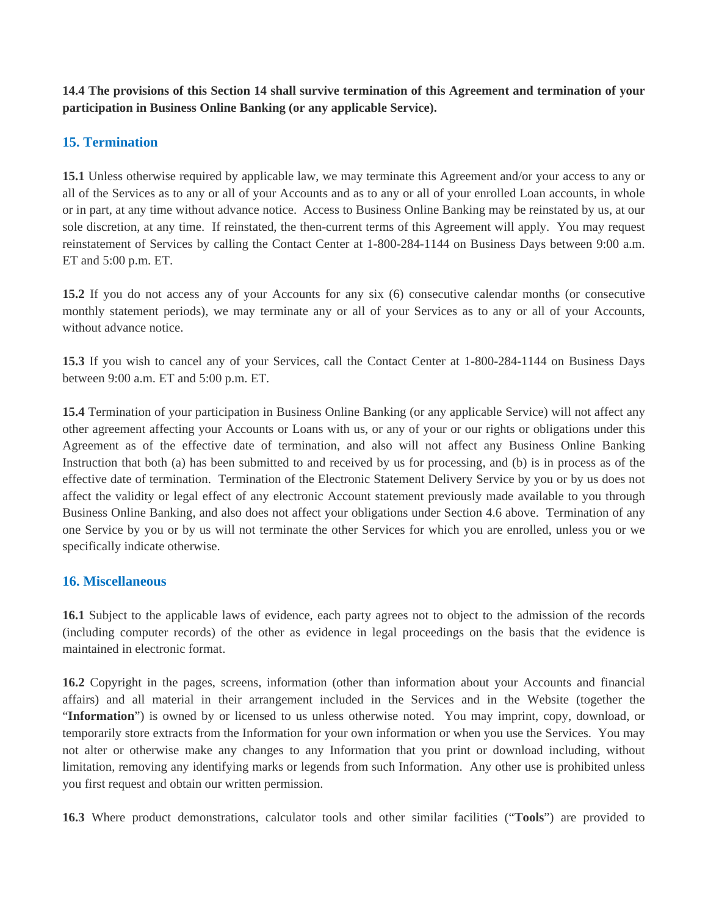**14.4 The provisions of this Section 14 shall survive termination of this Agreement and termination of your participation in Business Online Banking (or any applicable Service).**

## 15. Termination

**15.1** Unless otherwise required by applicable law, we may terminate this Agreement and/or your access to any or all of the Services as to any or all of your Accounts and as to any or all of your enrolled Loan accounts, in whole or in part, at any time without advance notice. Access to Business Online Banking may be reinstated by us, at our sole discretion, at any time. If reinstated, the then-current terms of this Agreement will apply. You may request reinstatement of Services by calling the Contact Center at 1-800-284-1144 on Business Days between 9:00 a.m. ET and 5:00 p.m. ET.

**15.2** If you do not access any of your Accounts for any six (6) consecutive calendar months (or consecutive monthly statement periods), we may terminate any or all of your Services as to any or all of your Accounts, without advance notice.

**15.3** If you wish to cancel any of your Services, call the Contact Center at 1-800-284-1144 on Business Days between 9:00 a.m. ET and 5:00 p.m. ET.

**15.4** Termination of your participation in Business Online Banking (or any applicable Service) will not affect any other agreement affecting your Accounts or Loans with us, or any of your or our rights or obligations under this Agreement as of the effective date of termination, and also will not affect any Business Online Banking Instruction that both (a) has been submitted to and received by us for processing, and (b) is in process as of the effective date of termination. Termination of the Electronic Statement Delivery Service by you or by us does not affect the validity or legal effect of any electronic Account statement previously made available to you through Business Online Banking, and also does not affect your obligations under Section 4.6 above. Termination of any one Service by you or by us will not terminate the other Services for which you are enrolled, unless you or we specifically indicate otherwise.

## 16. Miscellaneous

**16.1** Subject to the applicable laws of evidence, each party agrees not to object to the admission of the records (including computer records) of the other as evidence in legal proceedings on the basis that the evidence is maintained in electronic format.

**16.2** Copyright in the pages, screens, information (other than information about your Accounts and financial affairs) and all material in their arrangement included in the Services and in the Website (together the "**Information**") is owned by or licensed to us unless otherwise noted. You may imprint, copy, download, or temporarily store extracts from the Information for your own information or when you use the Services. You may not alter or otherwise make any changes to any Information that you print or download including, without limitation, removing any identifying marks or legends from such Information. Any other use is prohibited unless you first request and obtain our written permission.

**16.3** Where product demonstrations, calculator tools and other similar facilities ("**Tools**") are provided to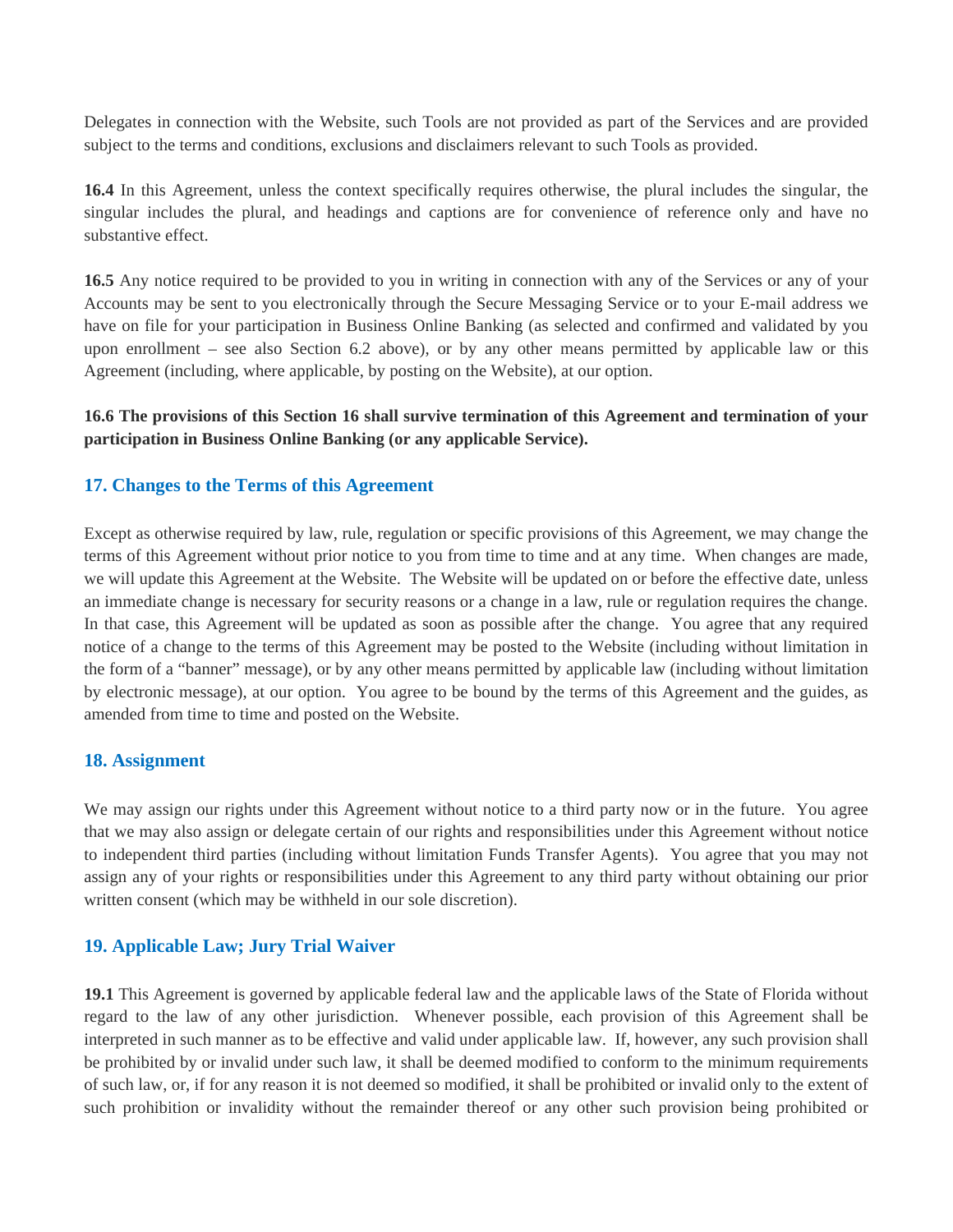Delegates in connection with the Website, such Tools are not provided as part of the Services and are provided subject to the terms and conditions, exclusions and disclaimers relevant to such Tools as provided.

**16.4** In this Agreement, unless the context specifically requires otherwise, the plural includes the singular, the singular includes the plural, and headings and captions are for convenience of reference only and have no substantive effect.

**16.5** Any notice required to be provided to you in writing in connection with any of the Services or any of your Accounts may be sent to you electronically through the Secure Messaging Service or to your E-mail address we have on file for your participation in Business Online Banking (as selected and confirmed and validated by you upon enrollment – see also Section 6.2 above), or by any other means permitted by applicable law or this Agreement (including, where applicable, by posting on the Website), at our option.

**16.6 The provisions of this Section 16 shall survive termination of this Agreement and termination of your participation in Business Online Banking (or any applicable Service).**

## 17. Changes to the Terms of this Agreement

Except as otherwise required by law, rule, regulation or specific provisions of this Agreement, we may change the terms of this Agreement without prior notice to you from time to time and at any time. When changes are made, we will update this Agreement at the Website. The Website will be updated on or before the effective date, unless an immediate change is necessary for security reasons or a change in a law, rule or regulation requires the change. In that case, this Agreement will be updated as soon as possible after the change. You agree that any required notice of a change to the terms of this Agreement may be posted to the Website (including without limitation in the form of a "banner" message), or by any other means permitted by applicable law (including without limitation by electronic message), at our option. You agree to be bound by the terms of this Agreement and the guides, as amended from time to time and posted on the Website.

## 18. Assignment

We may assign our rights under this Agreement without notice to a third party now or in the future. You agree that we may also assign or delegate certain of our rights and responsibilities under this Agreement without notice to independent third parties (including without limitation Funds Transfer Agents). You agree that you may not assign any of your rights or responsibilities under this Agreement to any third party without obtaining our prior written consent (which may be withheld in our sole discretion).

## 19. Applicable Law; Jury Trial Waiver

**19.1** This Agreement is governed by applicable federal law and the applicable laws of the State of Florida without regard to the law of any other jurisdiction. Whenever possible, each provision of this Agreement shall be interpreted in such manner as to be effective and valid under applicable law. If, however, any such provision shall be prohibited by or invalid under such law, it shall be deemed modified to conform to the minimum requirements of such law, or, if for any reason it is not deemed so modified, it shall be prohibited or invalid only to the extent of such prohibition or invalidity without the remainder thereof or any other such provision being prohibited or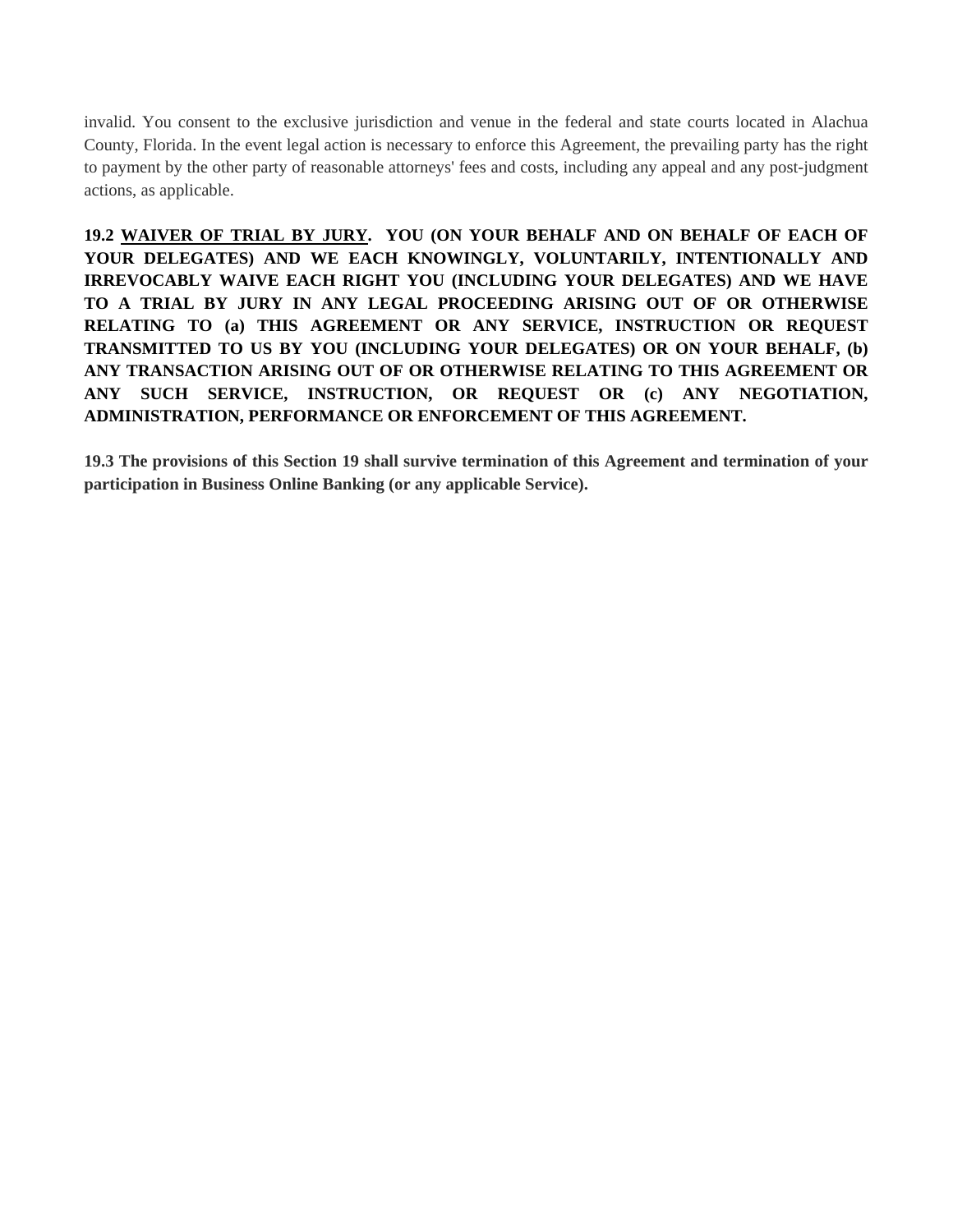invalid. You consent to the exclusive jurisdiction and venue in the federal and state courts located in Alachua County, Florida. In the event legal action is necessary to enforce this Agreement, the prevailing party has the right to payment by the other party of reasonable attorneys' fees and costs, including any appeal and any post-judgment actions, as applicable.

**19.2 <u>WAIVER OF TRIAL BY JURY</u>. YOU (ON YOUR BEHALF AND ON BEHALF OF EACH OF YOUR DELEGATES) AND WE EACH KNOWINGLY, VOLUNTARILY, INTENTIONALLY AND IRREVOCABLY WAIVE EACH RIGHT YOU (INCLUDING YOUR DELEGATES) AND WE HAVE TO A TRIAL BY JURY IN ANY LEGAL PROCEEDING ARISING OUT OF OR OTHERWISE RELATING TO (a) THIS AGREEMENT OR ANY SERVICE, INSTRUCTION OR REQUEST TRANSMITTED TO US BY YOU (INCLUDING YOUR DELEGATES) OR ON YOUR BEHALF, (b) ANY TRANSACTION ARISING OUT OF OR OTHERWISE RELATING TO THIS AGREEMENT OR ANY SUCH SERVICE, INSTRUCTION, OR REQUEST OR (c) ANY NEGOTIATION, ADMINISTRATION, PERFORMANCE OR ENFORCEMENT OF THIS AGREEMENT.**

**19.3 The provisions of this Section 19 shall survive termination of this Agreement and termination of your participation in Business Online Banking (or any applicable Service).**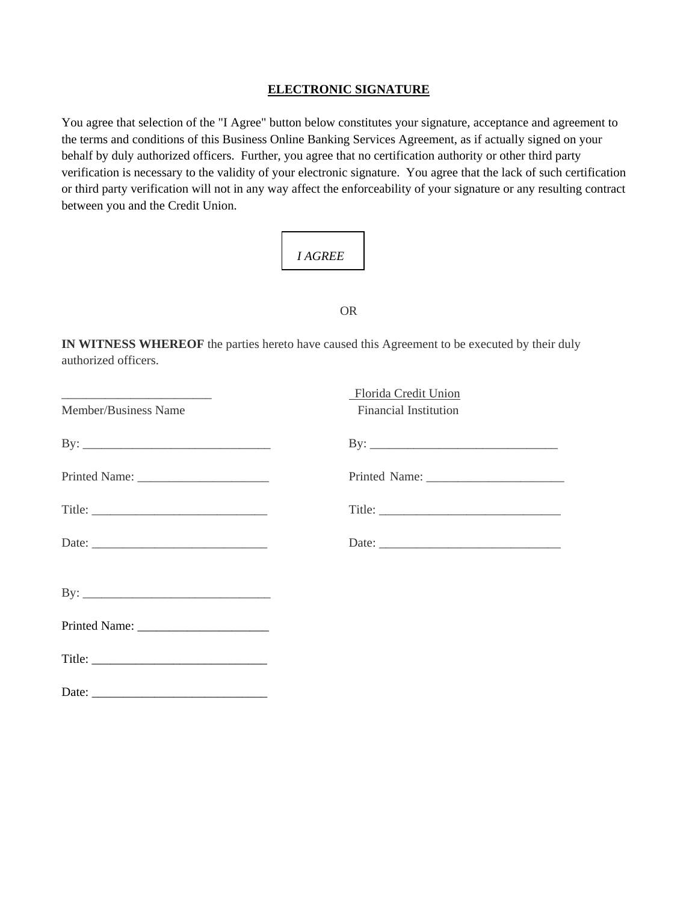## ELECTRONIC SIGNATURE

You agree that selection of the "I Agree" button below constitutes your signature, acceptance and agreement to the terms and conditions of this Business Online Banking Services Agreement, as if actually signed on your behalf by duly authorized officers. Further, you agree that no certification authority or other third party verification is necessary to the validity of your electronic signature. You agree that the lack of such certification or third party verification will not in any way affect the enforceability of your signature or any resulting contract between you and the Credit Union.

*I AGREE*

OR

**IN WITNESS WHEREOF** the parties hereto have caused this Agreement to be executed by their duly authorized officers.

| | |
|---|---|
| ________________________ | Florida Credit Union |
| Member/Business Name | Financial Institution |
| By: ______________________________ | By: ______________________________ |
| Printed Name: ____________________ | Printed Name: _____________________ |
| Title: ___________________________ | Title: ____________________________ |
| Date: ___________________________ | Date: ____________________________ |

By: ______________________________

Printed Name: ____________________

Title: ___________________________

Date: ___________________________